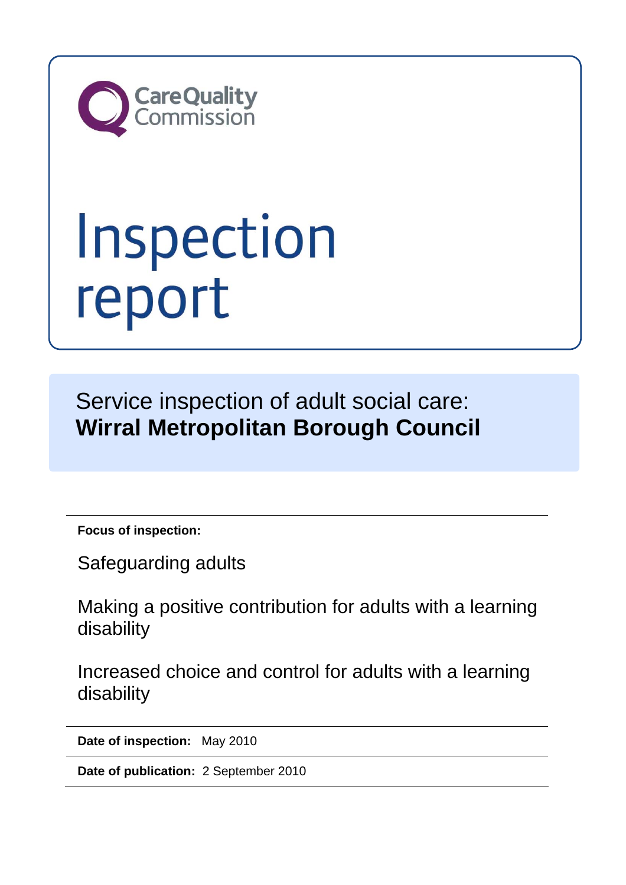Care Quality Commission

# Inspection report

Service inspection of adult social care:
**Wirral Metropolitan Borough Council**

**Focus of inspection:**

Safeguarding adults

Making a positive contribution for adults with a learning disability

Increased choice and control for adults with a learning disability

**Date of inspection:** May 2010

**Date of publication:** 2 September 2010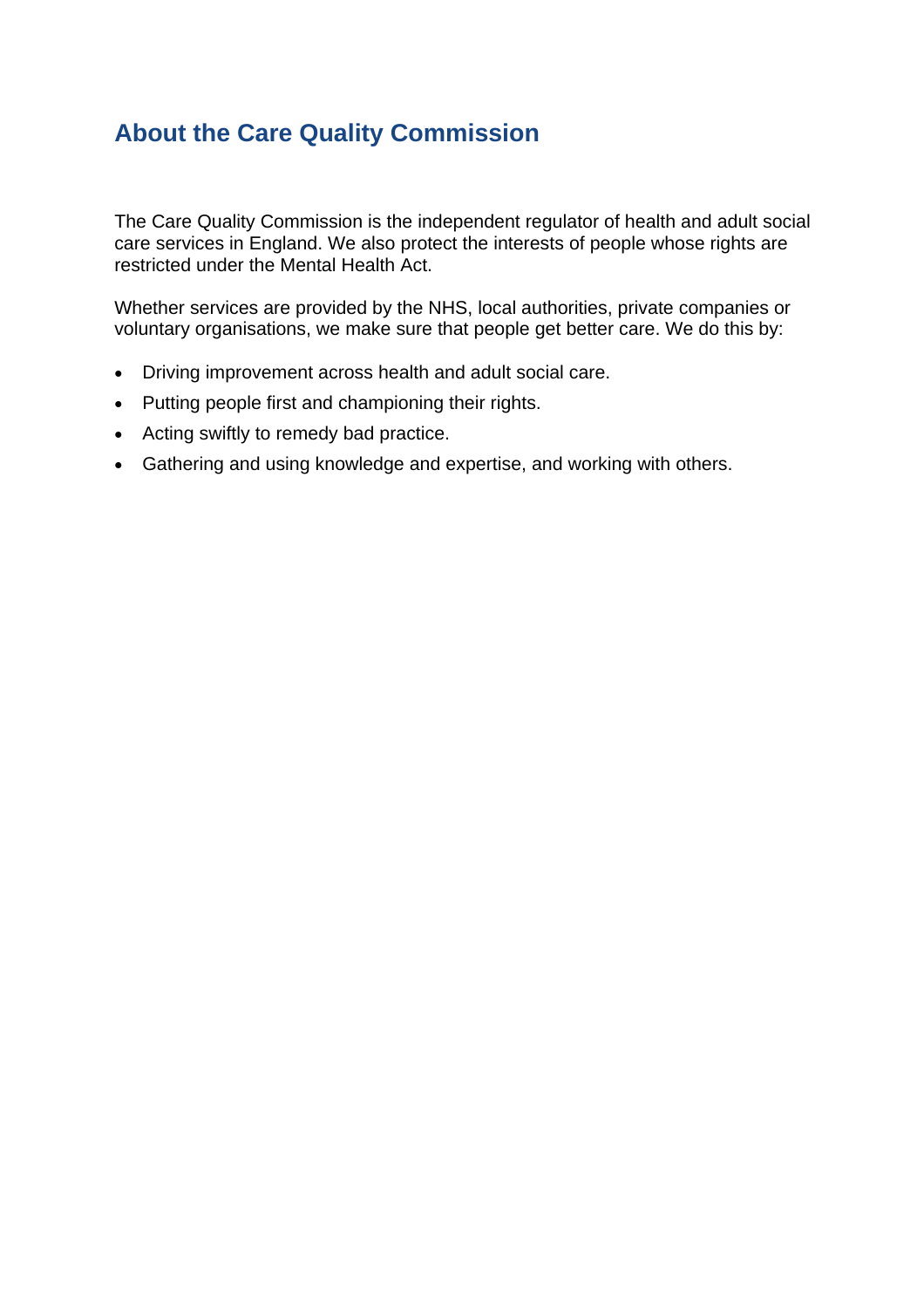## About the Care Quality Commission

The Care Quality Commission is the independent regulator of health and adult social care services in England. We also protect the interests of people whose rights are restricted under the Mental Health Act.

Whether services are provided by the NHS, local authorities, private companies or voluntary organisations, we make sure that people get better care. We do this by:

- Driving improvement across health and adult social care.
- Putting people first and championing their rights.
- Acting swiftly to remedy bad practice.
- Gathering and using knowledge and expertise, and working with others.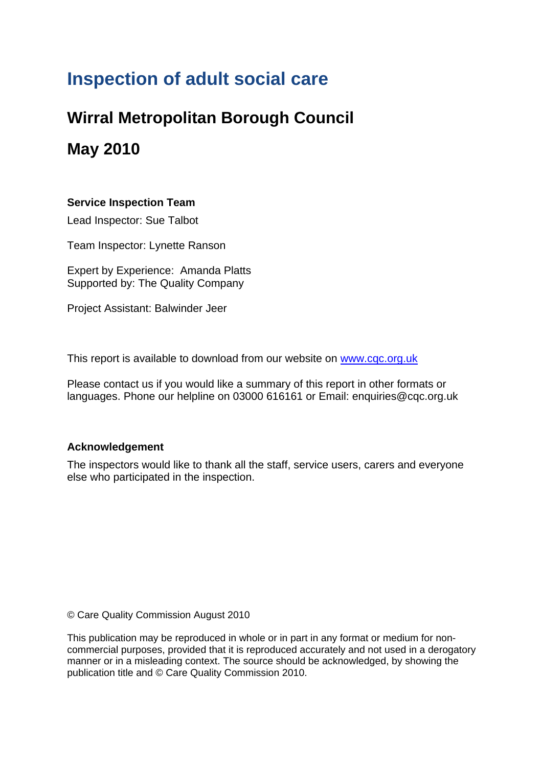# Inspection of adult social care

## Wirral Metropolitan Borough Council

## May 2010

**Service Inspection Team**

Lead Inspector: Sue Talbot

Team Inspector: Lynette Ranson

Expert by Experience: Amanda Platts
Supported by: The Quality Company

Project Assistant: Balwinder Jeer

This report is available to download from our website on [www.cqc.org.uk](www.cqc.org.uk)

Please contact us if you would like a summary of this report in other formats or languages. Phone our helpline on 03000 616161 or Email: enquiries@cqc.org.uk

**Acknowledgement**

The inspectors would like to thank all the staff, service users, carers and everyone else who participated in the inspection.

© Care Quality Commission August 2010

This publication may be reproduced in whole or in part in any format or medium for non-commercial purposes, provided that it is reproduced accurately and not used in a derogatory manner or in a misleading context. The source should be acknowledged, by showing the publication title and © Care Quality Commission 2010.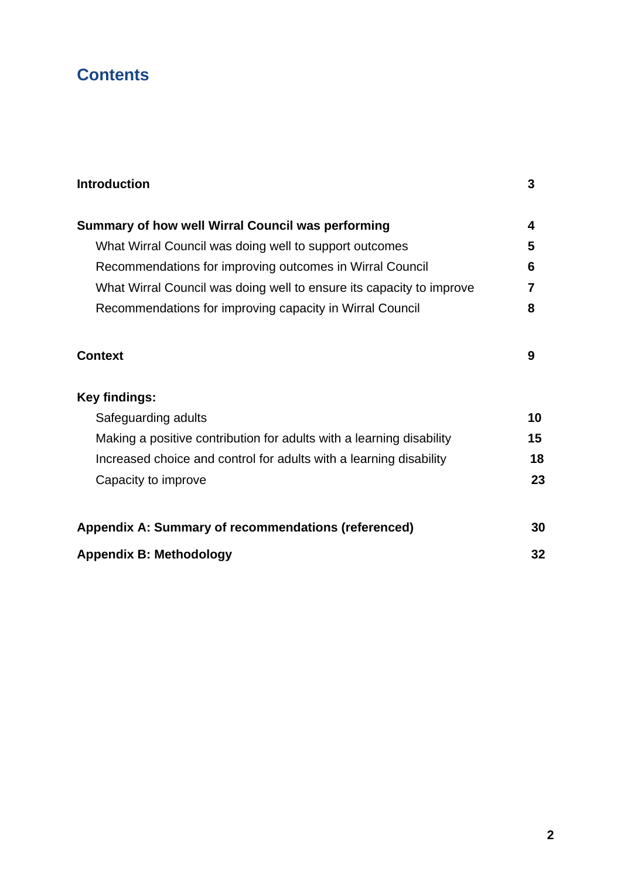# Contents

| | |
|---|---|
| **Introduction** | **3** |
| **Summary of how well Wirral Council was performing** | **4** |
| What Wirral Council was doing well to support outcomes | **5** |
| Recommendations for improving outcomes in Wirral Council | **6** |
| What Wirral Council was doing well to ensure its capacity to improve | **7** |
| Recommendations for improving capacity in Wirral Council | **8** |
| **Context** | **9** |
| **Key findings:** | |
| Safeguarding adults | **10** |
| Making a positive contribution for adults with a learning disability | **15** |
| Increased choice and control for adults with a learning disability | **18** |
| Capacity to improve | **23** |
| **Appendix A: Summary of recommendations (referenced)** | **30** |
| **Appendix B: Methodology** | **32** |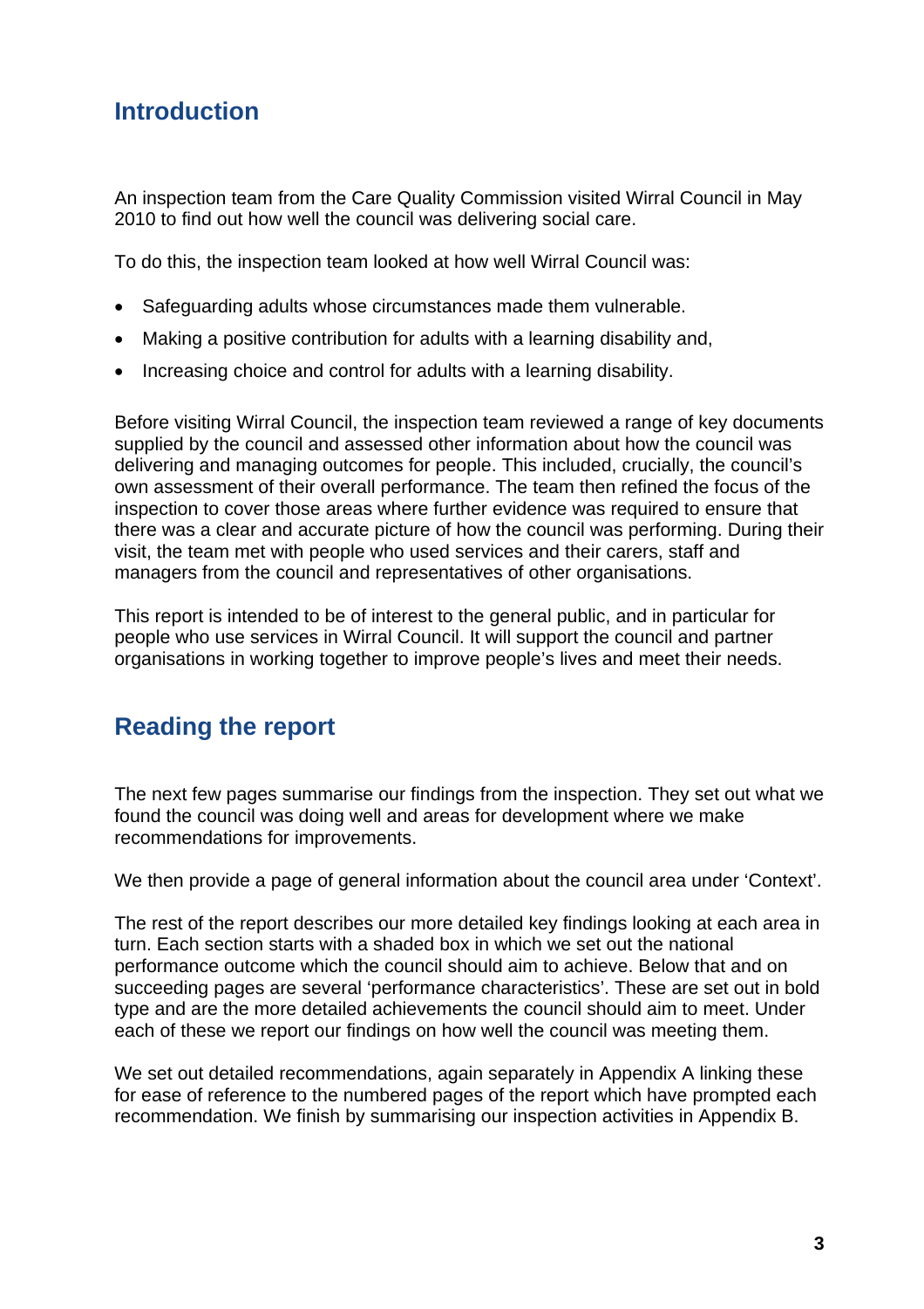## Introduction

An inspection team from the Care Quality Commission visited Wirral Council in May 2010 to find out how well the council was delivering social care.

To do this, the inspection team looked at how well Wirral Council was:

- Safeguarding adults whose circumstances made them vulnerable.
- Making a positive contribution for adults with a learning disability and,
- Increasing choice and control for adults with a learning disability.

Before visiting Wirral Council, the inspection team reviewed a range of key documents supplied by the council and assessed other information about how the council was delivering and managing outcomes for people. This included, crucially, the council's own assessment of their overall performance. The team then refined the focus of the inspection to cover those areas where further evidence was required to ensure that there was a clear and accurate picture of how the council was performing. During their visit, the team met with people who used services and their carers, staff and managers from the council and representatives of other organisations.

This report is intended to be of interest to the general public, and in particular for people who use services in Wirral Council. It will support the council and partner organisations in working together to improve people's lives and meet their needs.

## Reading the report

The next few pages summarise our findings from the inspection. They set out what we found the council was doing well and areas for development where we make recommendations for improvements.

We then provide a page of general information about the council area under 'Context'.

The rest of the report describes our more detailed key findings looking at each area in turn. Each section starts with a shaded box in which we set out the national performance outcome which the council should aim to achieve. Below that and on succeeding pages are several 'performance characteristics'. These are set out in bold type and are the more detailed achievements the council should aim to meet. Under each of these we report our findings on how well the council was meeting them.

We set out detailed recommendations, again separately in Appendix A linking these for ease of reference to the numbered pages of the report which have prompted each recommendation. We finish by summarising our inspection activities in Appendix B.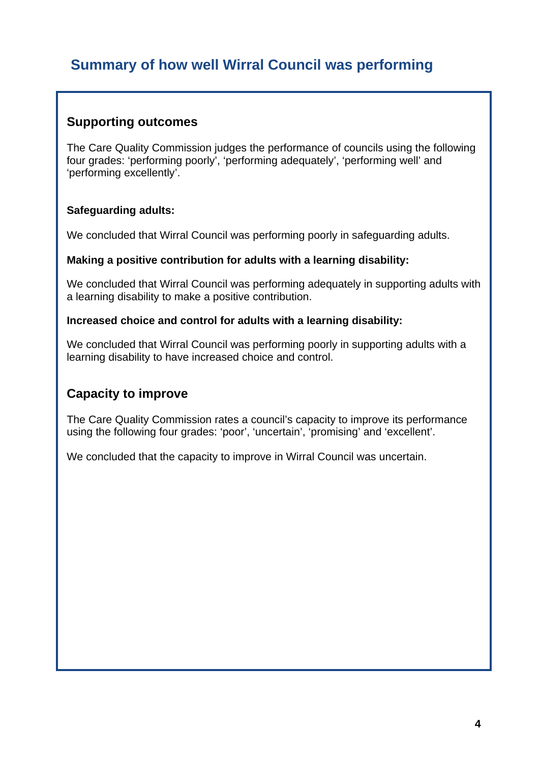## Summary of how well Wirral Council was performing

### Supporting outcomes

The Care Quality Commission judges the performance of councils using the following four grades: 'performing poorly', 'performing adequately', 'performing well' and 'performing excellently'.

**Safeguarding adults:**

We concluded that Wirral Council was performing poorly in safeguarding adults.

**Making a positive contribution for adults with a learning disability:**

We concluded that Wirral Council was performing adequately in supporting adults with a learning disability to make a positive contribution.

**Increased choice and control for adults with a learning disability:**

We concluded that Wirral Council was performing poorly in supporting adults with a learning disability to have increased choice and control.

### Capacity to improve

The Care Quality Commission rates a council's capacity to improve its performance using the following four grades: 'poor', 'uncertain', 'promising' and 'excellent'.

We concluded that the capacity to improve in Wirral Council was uncertain.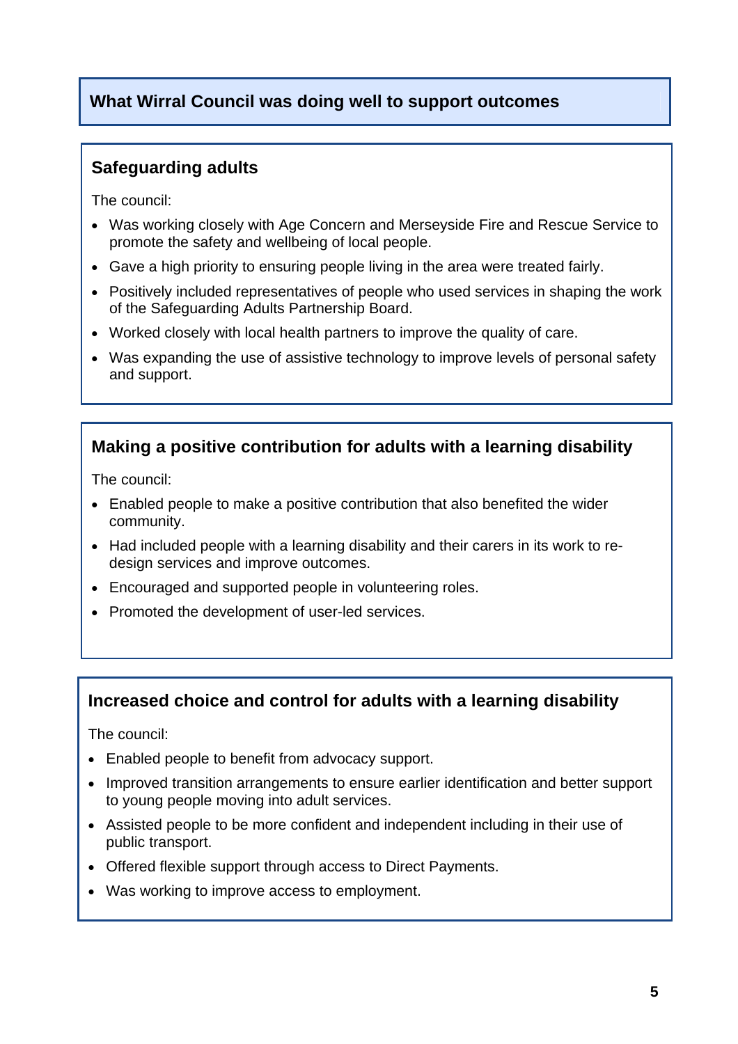## What Wirral Council was doing well to support outcomes

### Safeguarding adults

The council:

- Was working closely with Age Concern and Merseyside Fire and Rescue Service to promote the safety and wellbeing of local people.
- Gave a high priority to ensuring people living in the area were treated fairly.
- Positively included representatives of people who used services in shaping the work of the Safeguarding Adults Partnership Board.
- Worked closely with local health partners to improve the quality of care.
- Was expanding the use of assistive technology to improve levels of personal safety and support.

### Making a positive contribution for adults with a learning disability

The council:

- Enabled people to make a positive contribution that also benefited the wider community.
- Had included people with a learning disability and their carers in its work to re-design services and improve outcomes.
- Encouraged and supported people in volunteering roles.
- Promoted the development of user-led services.

### Increased choice and control for adults with a learning disability

The council:

- Enabled people to benefit from advocacy support.
- Improved transition arrangements to ensure earlier identification and better support to young people moving into adult services.
- Assisted people to be more confident and independent including in their use of public transport.
- Offered flexible support through access to Direct Payments.
- Was working to improve access to employment.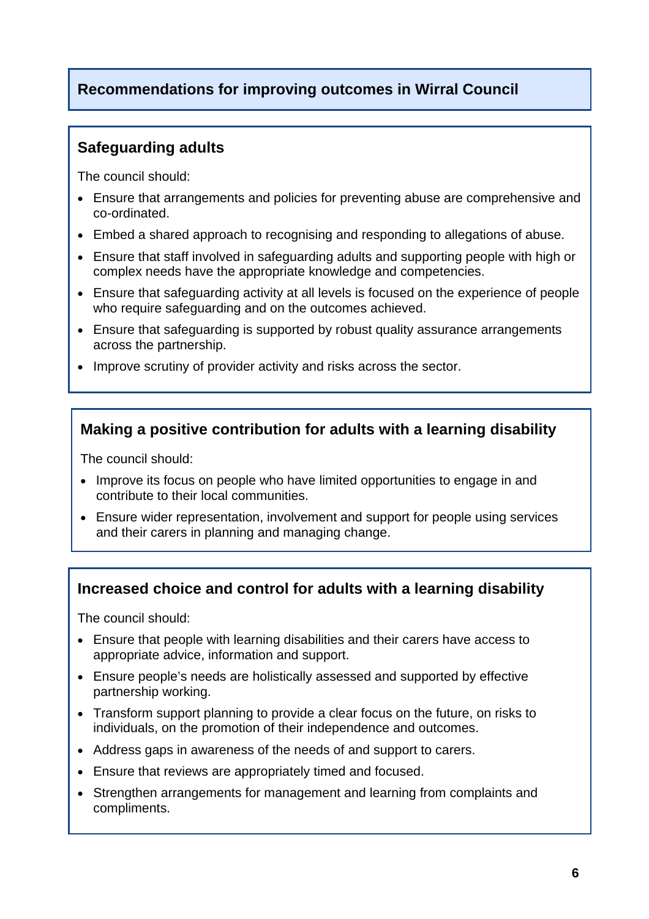## Recommendations for improving outcomes in Wirral Council

### Safeguarding adults

The council should:

- Ensure that arrangements and policies for preventing abuse are comprehensive and co-ordinated.
- Embed a shared approach to recognising and responding to allegations of abuse.
- Ensure that staff involved in safeguarding adults and supporting people with high or complex needs have the appropriate knowledge and competencies.
- Ensure that safeguarding activity at all levels is focused on the experience of people who require safeguarding and on the outcomes achieved.
- Ensure that safeguarding is supported by robust quality assurance arrangements across the partnership.
- Improve scrutiny of provider activity and risks across the sector.

### Making a positive contribution for adults with a learning disability

The council should:

- Improve its focus on people who have limited opportunities to engage in and contribute to their local communities.
- Ensure wider representation, involvement and support for people using services and their carers in planning and managing change.

### Increased choice and control for adults with a learning disability

The council should:

- Ensure that people with learning disabilities and their carers have access to appropriate advice, information and support.
- Ensure people's needs are holistically assessed and supported by effective partnership working.
- Transform support planning to provide a clear focus on the future, on risks to individuals, on the promotion of their independence and outcomes.
- Address gaps in awareness of the needs of and support to carers.
- Ensure that reviews are appropriately timed and focused.
- Strengthen arrangements for management and learning from complaints and compliments.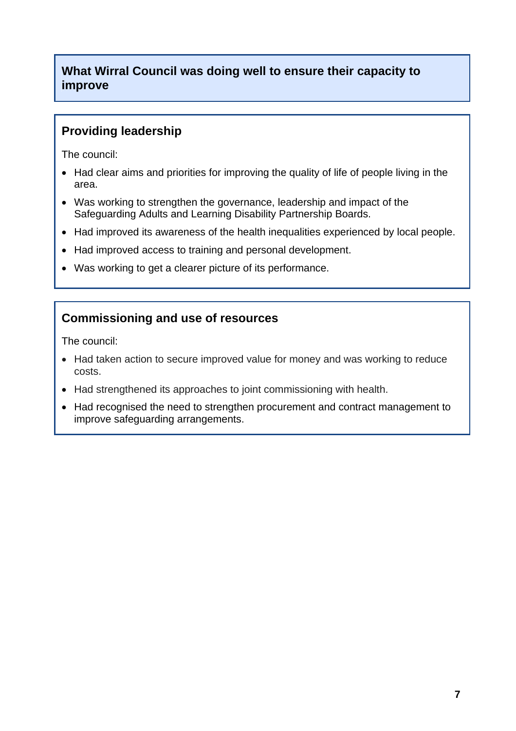## What Wirral Council was doing well to ensure their capacity to improve

### Providing leadership

The council:

- Had clear aims and priorities for improving the quality of life of people living in the area.
- Was working to strengthen the governance, leadership and impact of the Safeguarding Adults and Learning Disability Partnership Boards.
- Had improved its awareness of the health inequalities experienced by local people.
- Had improved access to training and personal development.
- Was working to get a clearer picture of its performance.

### Commissioning and use of resources

The council:

- Had taken action to secure improved value for money and was working to reduce costs.
- Had strengthened its approaches to joint commissioning with health.
- Had recognised the need to strengthen procurement and contract management to improve safeguarding arrangements.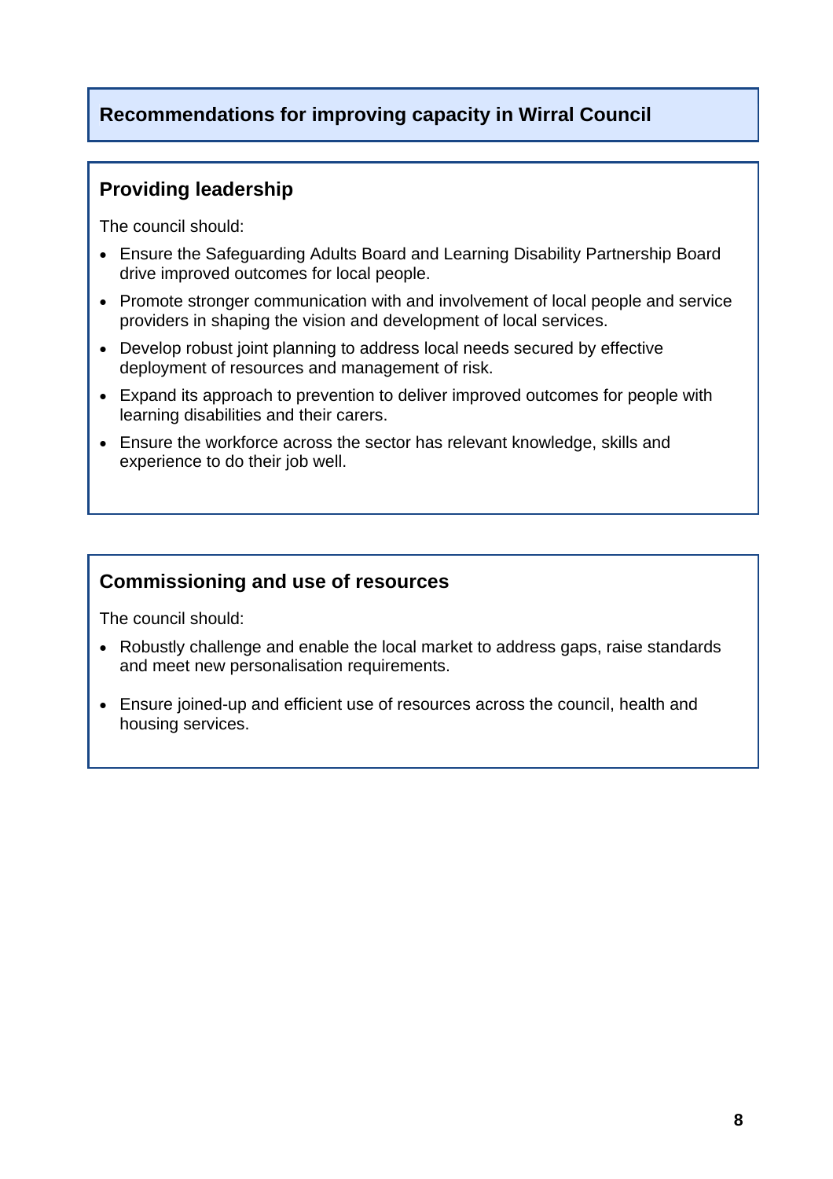## Recommendations for improving capacity in Wirral Council

### Providing leadership

The council should:

- Ensure the Safeguarding Adults Board and Learning Disability Partnership Board drive improved outcomes for local people.
- Promote stronger communication with and involvement of local people and service providers in shaping the vision and development of local services.
- Develop robust joint planning to address local needs secured by effective deployment of resources and management of risk.
- Expand its approach to prevention to deliver improved outcomes for people with learning disabilities and their carers.
- Ensure the workforce across the sector has relevant knowledge, skills and experience to do their job well.

### Commissioning and use of resources

The council should:

- Robustly challenge and enable the local market to address gaps, raise standards and meet new personalisation requirements.
- Ensure joined-up and efficient use of resources across the council, health and housing services.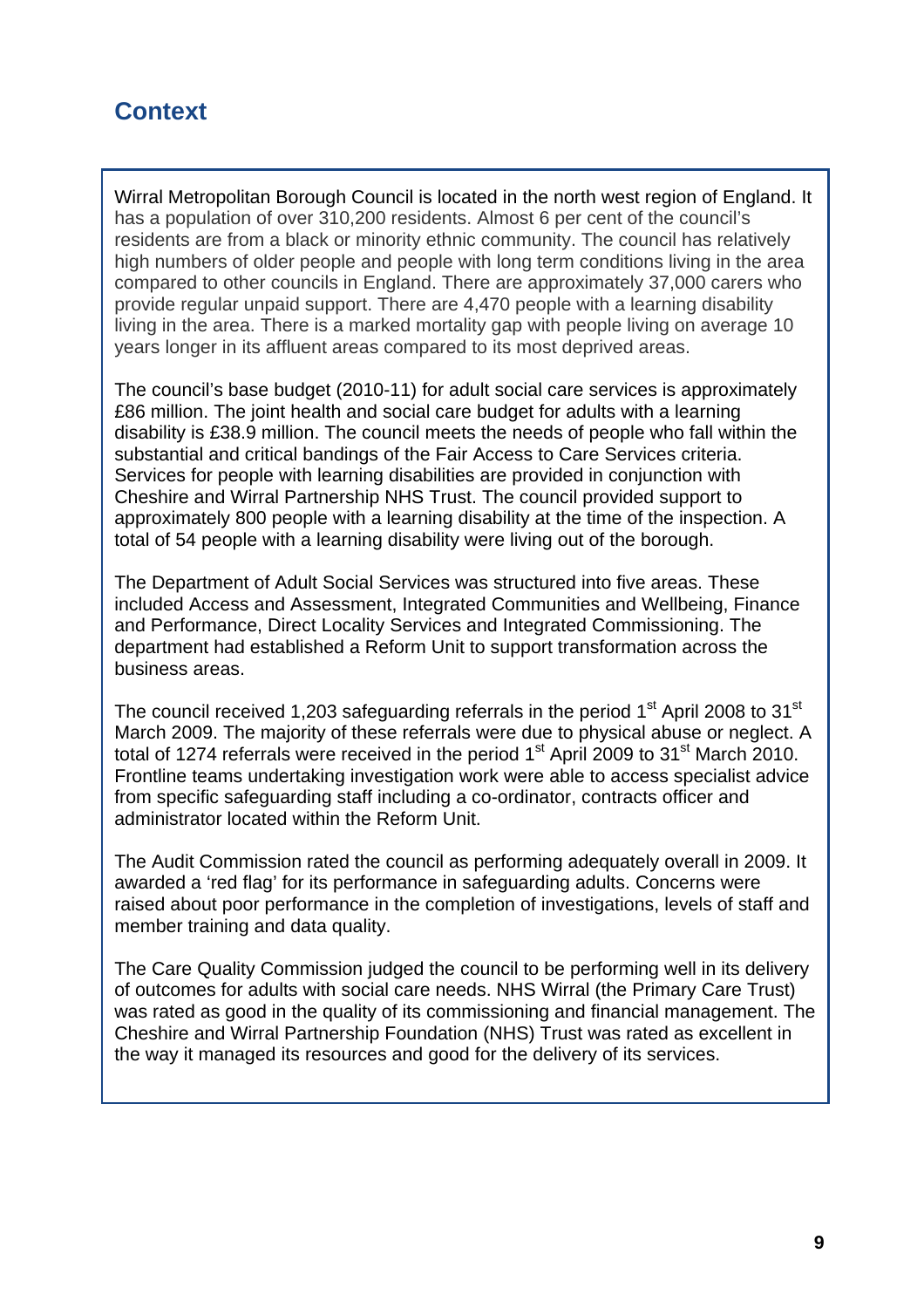## Context

Wirral Metropolitan Borough Council is located in the north west region of England. It has a population of over 310,200 residents. Almost 6 per cent of the council's residents are from a black or minority ethnic community. The council has relatively high numbers of older people and people with long term conditions living in the area compared to other councils in England. There are approximately 37,000 carers who provide regular unpaid support. There are 4,470 people with a learning disability living in the area. There is a marked mortality gap with people living on average 10 years longer in its affluent areas compared to its most deprived areas.

The council's base budget (2010-11) for adult social care services is approximately £86 million. The joint health and social care budget for adults with a learning disability is £38.9 million. The council meets the needs of people who fall within the substantial and critical bandings of the Fair Access to Care Services criteria. Services for people with learning disabilities are provided in conjunction with Cheshire and Wirral Partnership NHS Trust. The council provided support to approximately 800 people with a learning disability at the time of the inspection. A total of 54 people with a learning disability were living out of the borough.

The Department of Adult Social Services was structured into five areas. These included Access and Assessment, Integrated Communities and Wellbeing, Finance and Performance, Direct Locality Services and Integrated Commissioning. The department had established a Reform Unit to support transformation across the business areas.

The council received 1,203 safeguarding referrals in the period 1st April 2008 to 31st March 2009. The majority of these referrals were due to physical abuse or neglect. A total of 1274 referrals were received in the period 1st April 2009 to 31st March 2010. Frontline teams undertaking investigation work were able to access specialist advice from specific safeguarding staff including a co-ordinator, contracts officer and administrator located within the Reform Unit.

The Audit Commission rated the council as performing adequately overall in 2009. It awarded a 'red flag' for its performance in safeguarding adults. Concerns were raised about poor performance in the completion of investigations, levels of staff and member training and data quality.

The Care Quality Commission judged the council to be performing well in its delivery of outcomes for adults with social care needs. NHS Wirral (the Primary Care Trust) was rated as good in the quality of its commissioning and financial management. The Cheshire and Wirral Partnership Foundation (NHS) Trust was rated as excellent in the way it managed its resources and good for the delivery of its services.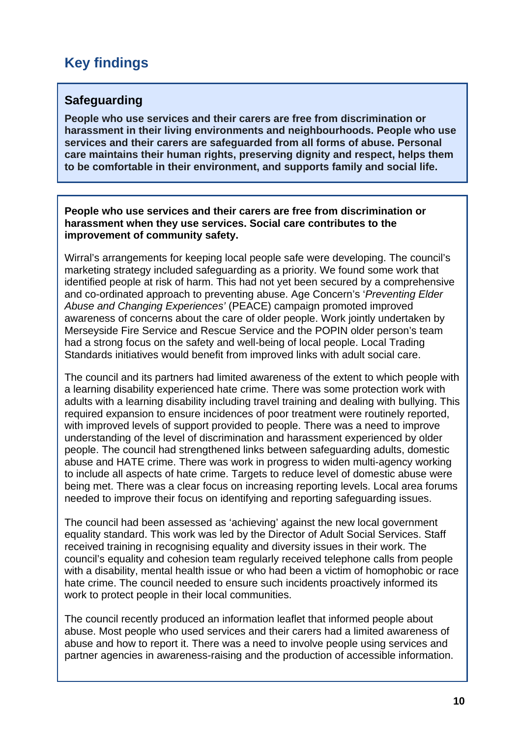## Key findings

### Safeguarding

**People who use services and their carers are free from discrimination or harassment in their living environments and neighbourhoods. People who use services and their carers are safeguarded from all forms of abuse. Personal care maintains their human rights, preserving dignity and respect, helps them to be comfortable in their environment, and supports family and social life.**

**People who use services and their carers are free from discrimination or harassment when they use services. Social care contributes to the improvement of community safety.**

Wirral's arrangements for keeping local people safe were developing. The council's marketing strategy included safeguarding as a priority. We found some work that identified people at risk of harm. This had not yet been secured by a comprehensive and co-ordinated approach to preventing abuse. Age Concern's '*Preventing Elder Abuse and Changing Experiences'* (PEACE) campaign promoted improved awareness of concerns about the care of older people. Work jointly undertaken by Merseyside Fire Service and Rescue Service and the POPIN older person's team had a strong focus on the safety and well-being of local people. Local Trading Standards initiatives would benefit from improved links with adult social care.

The council and its partners had limited awareness of the extent to which people with a learning disability experienced hate crime. There was some protection work with adults with a learning disability including travel training and dealing with bullying. This required expansion to ensure incidences of poor treatment were routinely reported, with improved levels of support provided to people. There was a need to improve understanding of the level of discrimination and harassment experienced by older people. The council had strengthened links between safeguarding adults, domestic abuse and HATE crime. There was work in progress to widen multi-agency working to include all aspects of hate crime. Targets to reduce level of domestic abuse were being met. There was a clear focus on increasing reporting levels. Local area forums needed to improve their focus on identifying and reporting safeguarding issues.

The council had been assessed as 'achieving' against the new local government equality standard. This work was led by the Director of Adult Social Services. Staff received training in recognising equality and diversity issues in their work. The council's equality and cohesion team regularly received telephone calls from people with a disability, mental health issue or who had been a victim of homophobic or race hate crime. The council needed to ensure such incidents proactively informed its work to protect people in their local communities.

The council recently produced an information leaflet that informed people about abuse. Most people who used services and their carers had a limited awareness of abuse and how to report it. There was a need to involve people using services and partner agencies in awareness-raising and the production of accessible information.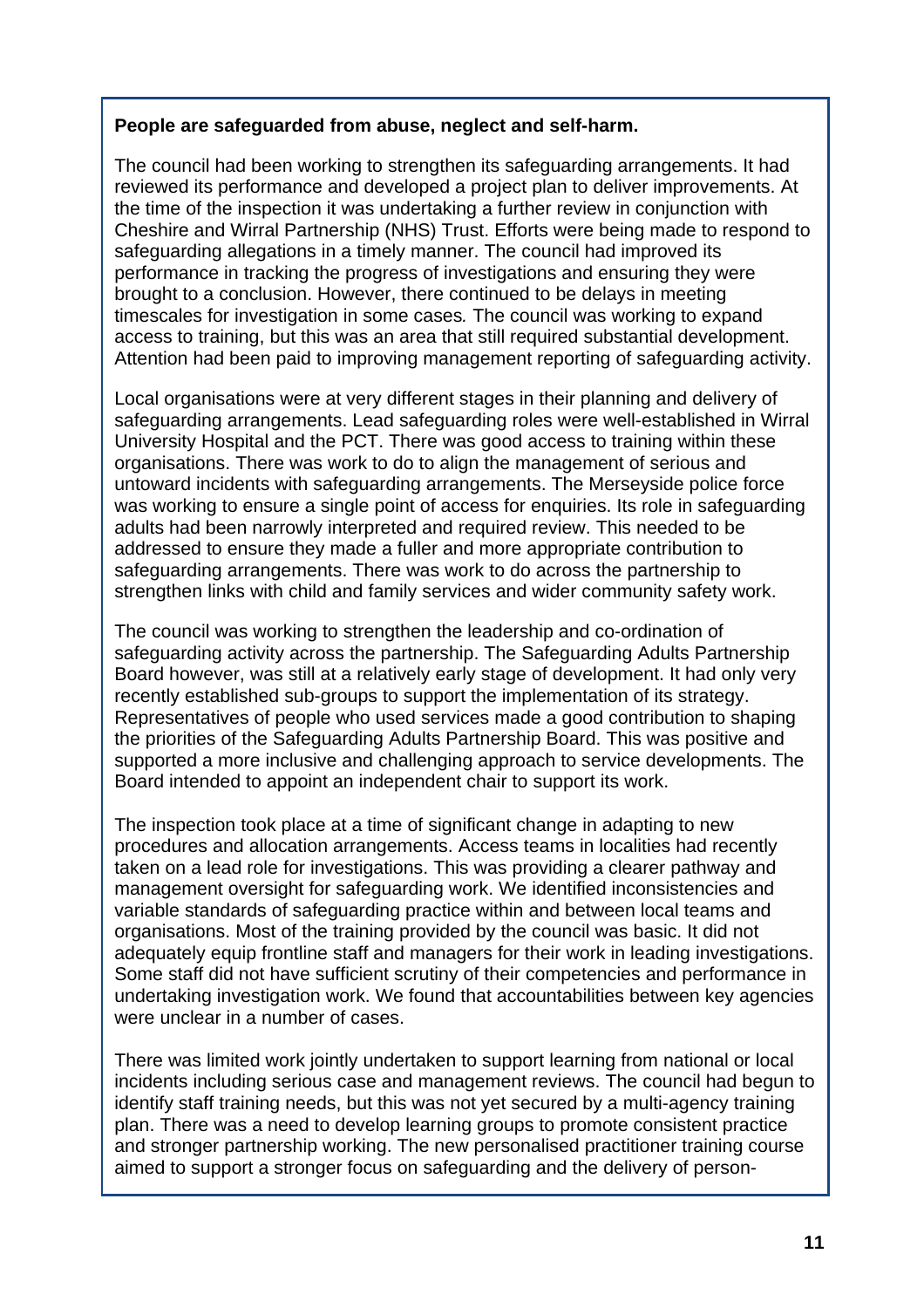**People are safeguarded from abuse, neglect and self-harm.**

The council had been working to strengthen its safeguarding arrangements. It had reviewed its performance and developed a project plan to deliver improvements. At the time of the inspection it was undertaking a further review in conjunction with Cheshire and Wirral Partnership (NHS) Trust. Efforts were being made to respond to safeguarding allegations in a timely manner. The council had improved its performance in tracking the progress of investigations and ensuring they were brought to a conclusion. However, there continued to be delays in meeting timescales for investigation in some cases*.* The council was working to expand access to training, but this was an area that still required substantial development. Attention had been paid to improving management reporting of safeguarding activity.

Local organisations were at very different stages in their planning and delivery of safeguarding arrangements. Lead safeguarding roles were well-established in Wirral University Hospital and the PCT. There was good access to training within these organisations. There was work to do to align the management of serious and untoward incidents with safeguarding arrangements. The Merseyside police force was working to ensure a single point of access for enquiries. Its role in safeguarding adults had been narrowly interpreted and required review. This needed to be addressed to ensure they made a fuller and more appropriate contribution to safeguarding arrangements. There was work to do across the partnership to strengthen links with child and family services and wider community safety work.

The council was working to strengthen the leadership and co-ordination of safeguarding activity across the partnership. The Safeguarding Adults Partnership Board however, was still at a relatively early stage of development. It had only very recently established sub-groups to support the implementation of its strategy. Representatives of people who used services made a good contribution to shaping the priorities of the Safeguarding Adults Partnership Board. This was positive and supported a more inclusive and challenging approach to service developments. The Board intended to appoint an independent chair to support its work.

The inspection took place at a time of significant change in adapting to new procedures and allocation arrangements. Access teams in localities had recently taken on a lead role for investigations. This was providing a clearer pathway and management oversight for safeguarding work. We identified inconsistencies and variable standards of safeguarding practice within and between local teams and organisations. Most of the training provided by the council was basic. It did not adequately equip frontline staff and managers for their work in leading investigations. Some staff did not have sufficient scrutiny of their competencies and performance in undertaking investigation work. We found that accountabilities between key agencies were unclear in a number of cases.

There was limited work jointly undertaken to support learning from national or local incidents including serious case and management reviews. The council had begun to identify staff training needs, but this was not yet secured by a multi-agency training plan. There was a need to develop learning groups to promote consistent practice and stronger partnership working. The new personalised practitioner training course aimed to support a stronger focus on safeguarding and the delivery of person-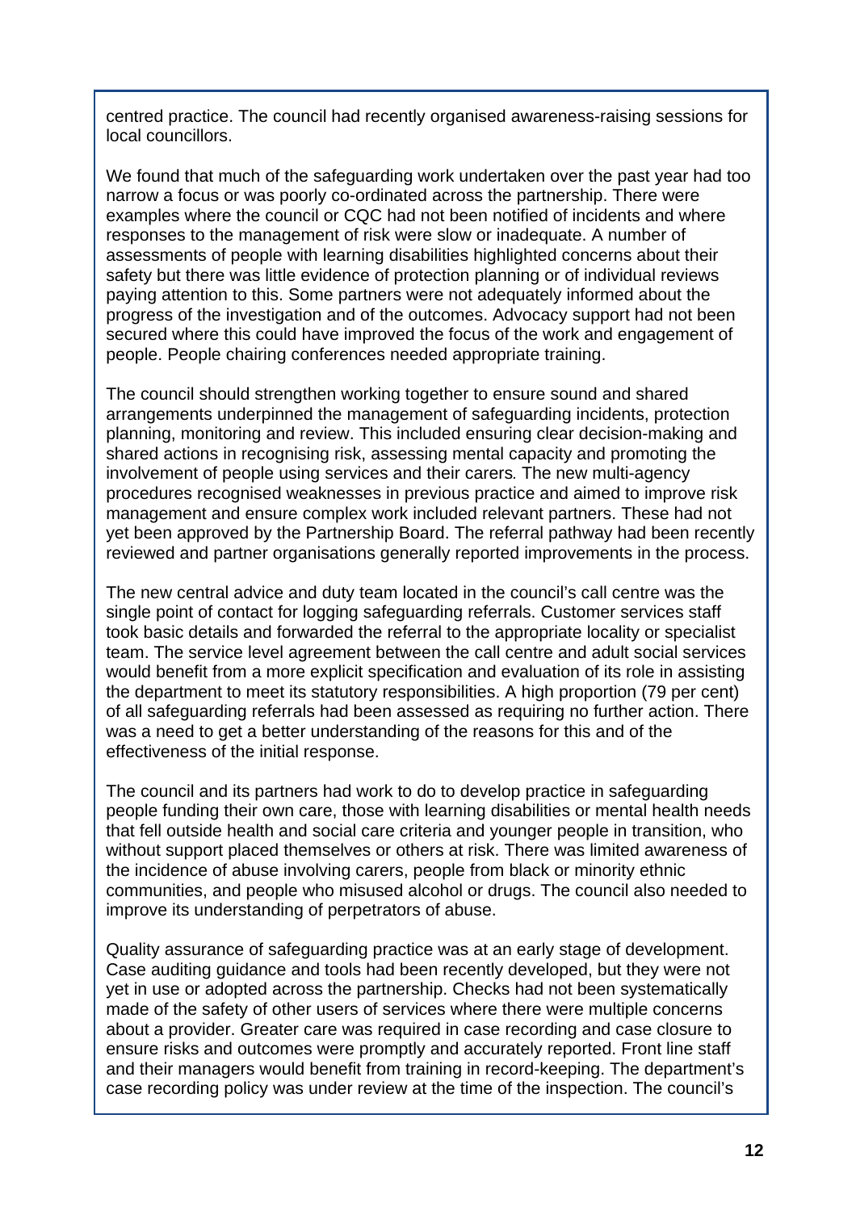centred practice. The council had recently organised awareness-raising sessions for local councillors.

We found that much of the safeguarding work undertaken over the past year had too narrow a focus or was poorly co-ordinated across the partnership. There were examples where the council or CQC had not been notified of incidents and where responses to the management of risk were slow or inadequate. A number of assessments of people with learning disabilities highlighted concerns about their safety but there was little evidence of protection planning or of individual reviews paying attention to this. Some partners were not adequately informed about the progress of the investigation and of the outcomes. Advocacy support had not been secured where this could have improved the focus of the work and engagement of people. People chairing conferences needed appropriate training.

The council should strengthen working together to ensure sound and shared arrangements underpinned the management of safeguarding incidents, protection planning, monitoring and review. This included ensuring clear decision-making and shared actions in recognising risk, assessing mental capacity and promoting the involvement of people using services and their carers*.* The new multi-agency procedures recognised weaknesses in previous practice and aimed to improve risk management and ensure complex work included relevant partners. These had not yet been approved by the Partnership Board. The referral pathway had been recently reviewed and partner organisations generally reported improvements in the process.

The new central advice and duty team located in the council's call centre was the single point of contact for logging safeguarding referrals. Customer services staff took basic details and forwarded the referral to the appropriate locality or specialist team. The service level agreement between the call centre and adult social services would benefit from a more explicit specification and evaluation of its role in assisting the department to meet its statutory responsibilities. A high proportion (79 per cent) of all safeguarding referrals had been assessed as requiring no further action. There was a need to get a better understanding of the reasons for this and of the effectiveness of the initial response.

The council and its partners had work to do to develop practice in safeguarding people funding their own care, those with learning disabilities or mental health needs that fell outside health and social care criteria and younger people in transition, who without support placed themselves or others at risk. There was limited awareness of the incidence of abuse involving carers, people from black or minority ethnic communities, and people who misused alcohol or drugs. The council also needed to improve its understanding of perpetrators of abuse.

Quality assurance of safeguarding practice was at an early stage of development. Case auditing guidance and tools had been recently developed, but they were not yet in use or adopted across the partnership. Checks had not been systematically made of the safety of other users of services where there were multiple concerns about a provider. Greater care was required in case recording and case closure to ensure risks and outcomes were promptly and accurately reported. Front line staff and their managers would benefit from training in record-keeping. The department's case recording policy was under review at the time of the inspection. The council's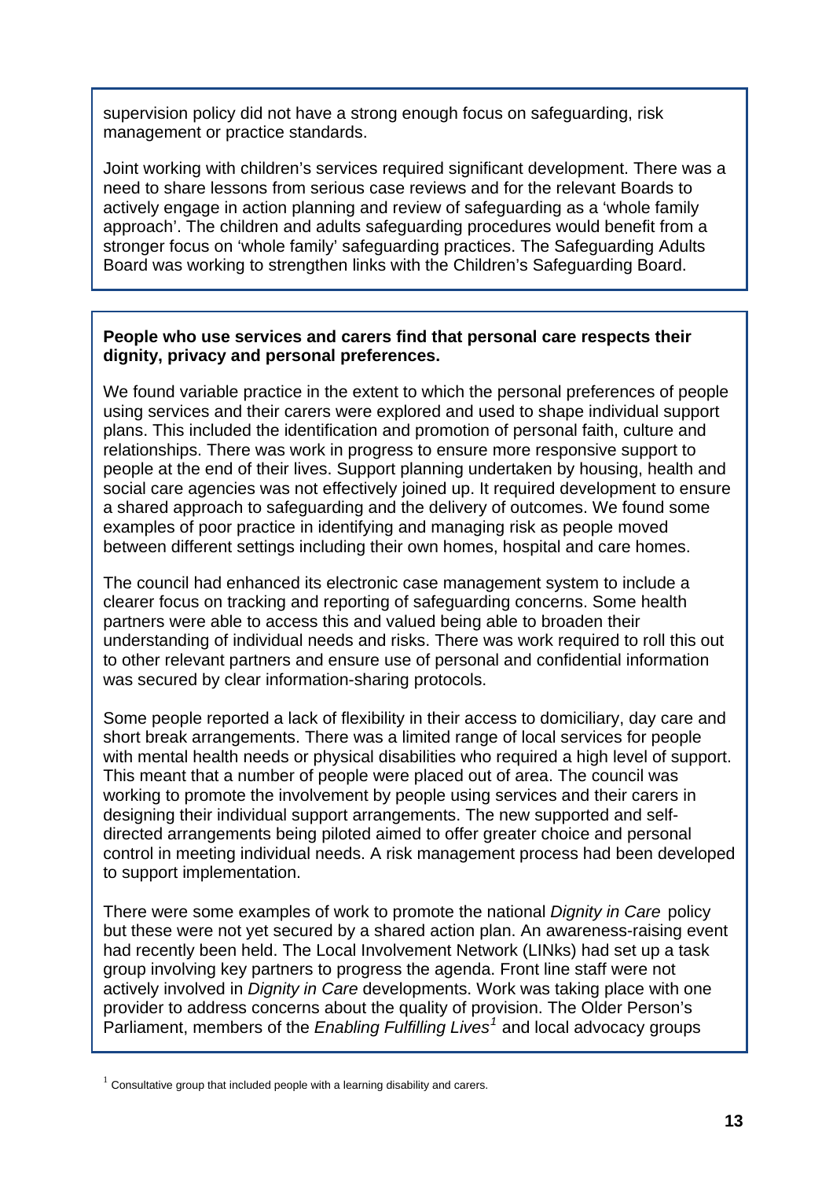supervision policy did not have a strong enough focus on safeguarding, risk management or practice standards.

Joint working with children's services required significant development. There was a need to share lessons from serious case reviews and for the relevant Boards to actively engage in action planning and review of safeguarding as a 'whole family approach'. The children and adults safeguarding procedures would benefit from a stronger focus on 'whole family' safeguarding practices. The Safeguarding Adults Board was working to strengthen links with the Children's Safeguarding Board.

**People who use services and carers find that personal care respects their dignity, privacy and personal preferences.**

We found variable practice in the extent to which the personal preferences of people using services and their carers were explored and used to shape individual support plans. This included the identification and promotion of personal faith, culture and relationships. There was work in progress to ensure more responsive support to people at the end of their lives. Support planning undertaken by housing, health and social care agencies was not effectively joined up. It required development to ensure a shared approach to safeguarding and the delivery of outcomes. We found some examples of poor practice in identifying and managing risk as people moved between different settings including their own homes, hospital and care homes.

The council had enhanced its electronic case management system to include a clearer focus on tracking and reporting of safeguarding concerns. Some health partners were able to access this and valued being able to broaden their understanding of individual needs and risks. There was work required to roll this out to other relevant partners and ensure use of personal and confidential information was secured by clear information-sharing protocols.

Some people reported a lack of flexibility in their access to domiciliary, day care and short break arrangements. There was a limited range of local services for people with mental health needs or physical disabilities who required a high level of support. This meant that a number of people were placed out of area. The council was working to promote the involvement by people using services and their carers in designing their individual support arrangements. The new supported and self-directed arrangements being piloted aimed to offer greater choice and personal control in meeting individual needs. A risk management process had been developed to support implementation.

There were some examples of work to promote the national *Dignity in Care* policy but these were not yet secured by a shared action plan. An awareness-raising event had recently been held. The Local Involvement Network (LINks) had set up a task group involving key partners to progress the agenda. Front line staff were not actively involved in *Dignity in Care* developments. Work was taking place with one provider to address concerns about the quality of provision. The Older Person's Parliament, members of the *Enabling Fulfilling Lives*[1] and local advocacy groups

[1] Consultative group that included people with a learning disability and carers.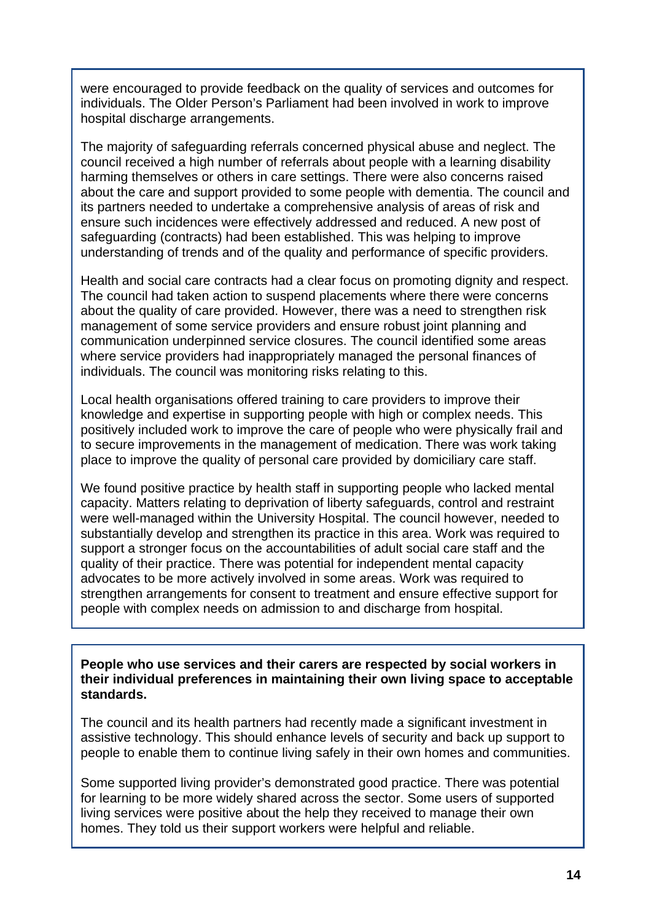were encouraged to provide feedback on the quality of services and outcomes for individuals. The Older Person's Parliament had been involved in work to improve hospital discharge arrangements.

The majority of safeguarding referrals concerned physical abuse and neglect. The council received a high number of referrals about people with a learning disability harming themselves or others in care settings. There were also concerns raised about the care and support provided to some people with dementia. The council and its partners needed to undertake a comprehensive analysis of areas of risk and ensure such incidences were effectively addressed and reduced. A new post of safeguarding (contracts) had been established. This was helping to improve understanding of trends and of the quality and performance of specific providers.

Health and social care contracts had a clear focus on promoting dignity and respect. The council had taken action to suspend placements where there were concerns about the quality of care provided. However, there was a need to strengthen risk management of some service providers and ensure robust joint planning and communication underpinned service closures. The council identified some areas where service providers had inappropriately managed the personal finances of individuals. The council was monitoring risks relating to this.

Local health organisations offered training to care providers to improve their knowledge and expertise in supporting people with high or complex needs. This positively included work to improve the care of people who were physically frail and to secure improvements in the management of medication. There was work taking place to improve the quality of personal care provided by domiciliary care staff.

We found positive practice by health staff in supporting people who lacked mental capacity. Matters relating to deprivation of liberty safeguards, control and restraint were well-managed within the University Hospital. The council however, needed to substantially develop and strengthen its practice in this area. Work was required to support a stronger focus on the accountabilities of adult social care staff and the quality of their practice. There was potential for independent mental capacity advocates to be more actively involved in some areas. Work was required to strengthen arrangements for consent to treatment and ensure effective support for people with complex needs on admission to and discharge from hospital.

**People who use services and their carers are respected by social workers in their individual preferences in maintaining their own living space to acceptable standards.**

The council and its health partners had recently made a significant investment in assistive technology. This should enhance levels of security and back up support to people to enable them to continue living safely in their own homes and communities.

Some supported living provider's demonstrated good practice. There was potential for learning to be more widely shared across the sector. Some users of supported living services were positive about the help they received to manage their own homes. They told us their support workers were helpful and reliable.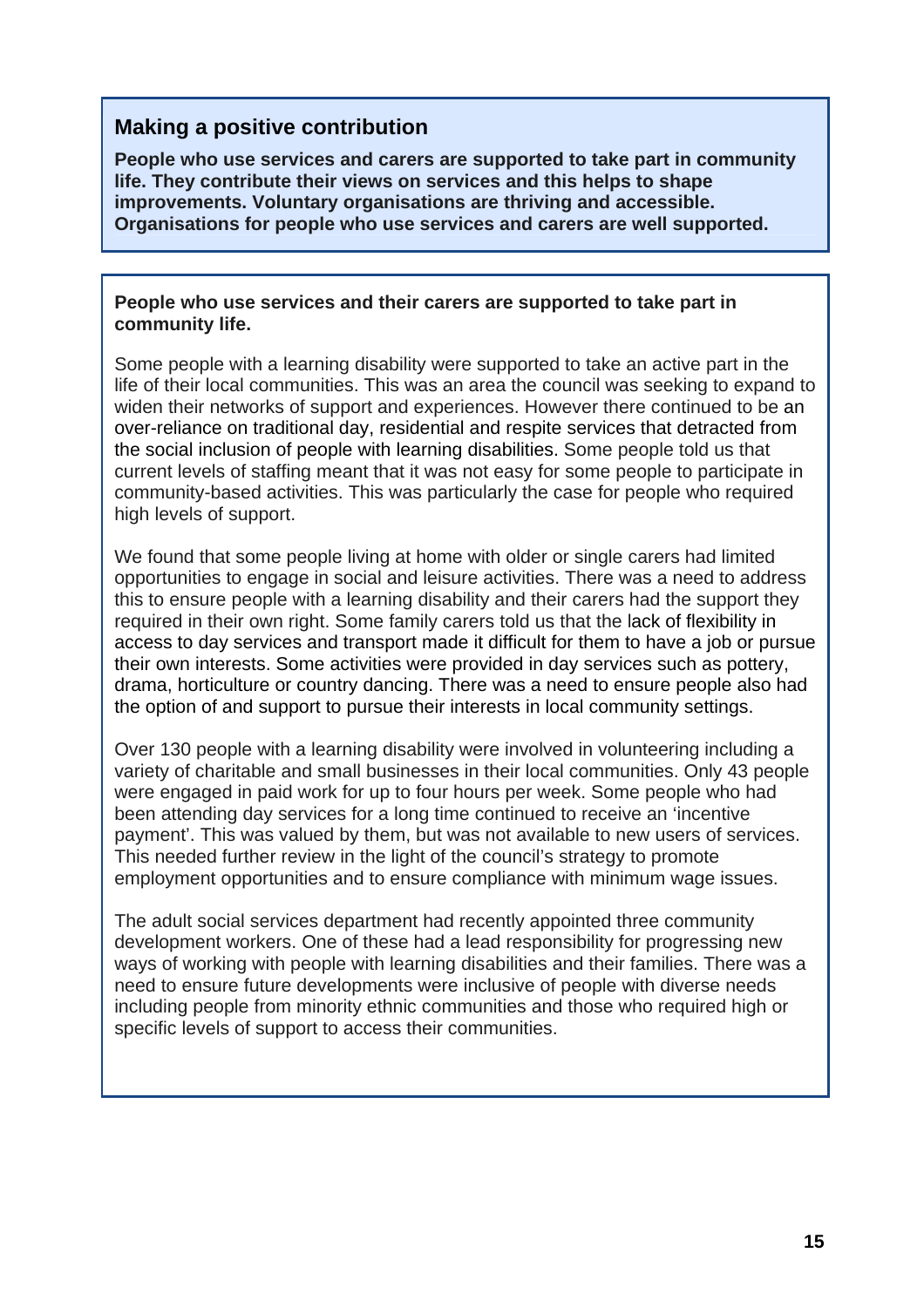## Making a positive contribution

**People who use services and carers are supported to take part in community life. They contribute their views on services and this helps to shape improvements. Voluntary organisations are thriving and accessible. Organisations for people who use services and carers are well supported.**

**People who use services and their carers are supported to take part in community life.**

Some people with a learning disability were supported to take an active part in the life of their local communities. This was an area the council was seeking to expand to widen their networks of support and experiences. However there continued to be an over-reliance on traditional day, residential and respite services that detracted from the social inclusion of people with learning disabilities. Some people told us that current levels of staffing meant that it was not easy for some people to participate in community-based activities. This was particularly the case for people who required high levels of support.

We found that some people living at home with older or single carers had limited opportunities to engage in social and leisure activities. There was a need to address this to ensure people with a learning disability and their carers had the support they required in their own right. Some family carers told us that the lack of flexibility in access to day services and transport made it difficult for them to have a job or pursue their own interests. Some activities were provided in day services such as pottery, drama, horticulture or country dancing. There was a need to ensure people also had the option of and support to pursue their interests in local community settings.

Over 130 people with a learning disability were involved in volunteering including a variety of charitable and small businesses in their local communities. Only 43 people were engaged in paid work for up to four hours per week. Some people who had been attending day services for a long time continued to receive an 'incentive payment'. This was valued by them, but was not available to new users of services. This needed further review in the light of the council's strategy to promote employment opportunities and to ensure compliance with minimum wage issues.

The adult social services department had recently appointed three community development workers. One of these had a lead responsibility for progressing new ways of working with people with learning disabilities and their families. There was a need to ensure future developments were inclusive of people with diverse needs including people from minority ethnic communities and those who required high or specific levels of support to access their communities.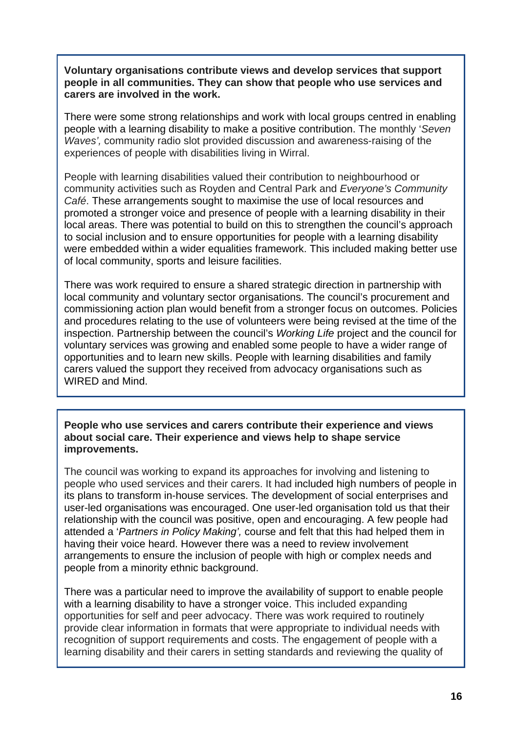**Voluntary organisations contribute views and develop services that support people in all communities. They can show that people who use services and carers are involved in the work.**

There were some strong relationships and work with local groups centred in enabling people with a learning disability to make a positive contribution. The monthly '*Seven Waves',* community radio slot provided discussion and awareness-raising of the experiences of people with disabilities living in Wirral.

People with learning disabilities valued their contribution to neighbourhood or community activities such as Royden and Central Park and *Everyone's Community Café*. These arrangements sought to maximise the use of local resources and promoted a stronger voice and presence of people with a learning disability in their local areas. There was potential to build on this to strengthen the council's approach to social inclusion and to ensure opportunities for people with a learning disability were embedded within a wider equalities framework. This included making better use of local community, sports and leisure facilities.

There was work required to ensure a shared strategic direction in partnership with local community and voluntary sector organisations. The council's procurement and commissioning action plan would benefit from a stronger focus on outcomes. Policies and procedures relating to the use of volunteers were being revised at the time of the inspection. Partnership between the council's *Working Life* project and the council for voluntary services was growing and enabled some people to have a wider range of opportunities and to learn new skills. People with learning disabilities and family carers valued the support they received from advocacy organisations such as WIRED and Mind.

**People who use services and carers contribute their experience and views about social care. Their experience and views help to shape service improvements.**

The council was working to expand its approaches for involving and listening to people who used services and their carers. It had included high numbers of people in its plans to transform in-house services. The development of social enterprises and user-led organisations was encouraged. One user-led organisation told us that their relationship with the council was positive, open and encouraging. A few people had attended a '*Partners in Policy Making',* course and felt that this had helped them in having their voice heard. However there was a need to review involvement arrangements to ensure the inclusion of people with high or complex needs and people from a minority ethnic background.

There was a particular need to improve the availability of support to enable people with a learning disability to have a stronger voice. This included expanding opportunities for self and peer advocacy. There was work required to routinely provide clear information in formats that were appropriate to individual needs with recognition of support requirements and costs. The engagement of people with a learning disability and their carers in setting standards and reviewing the quality of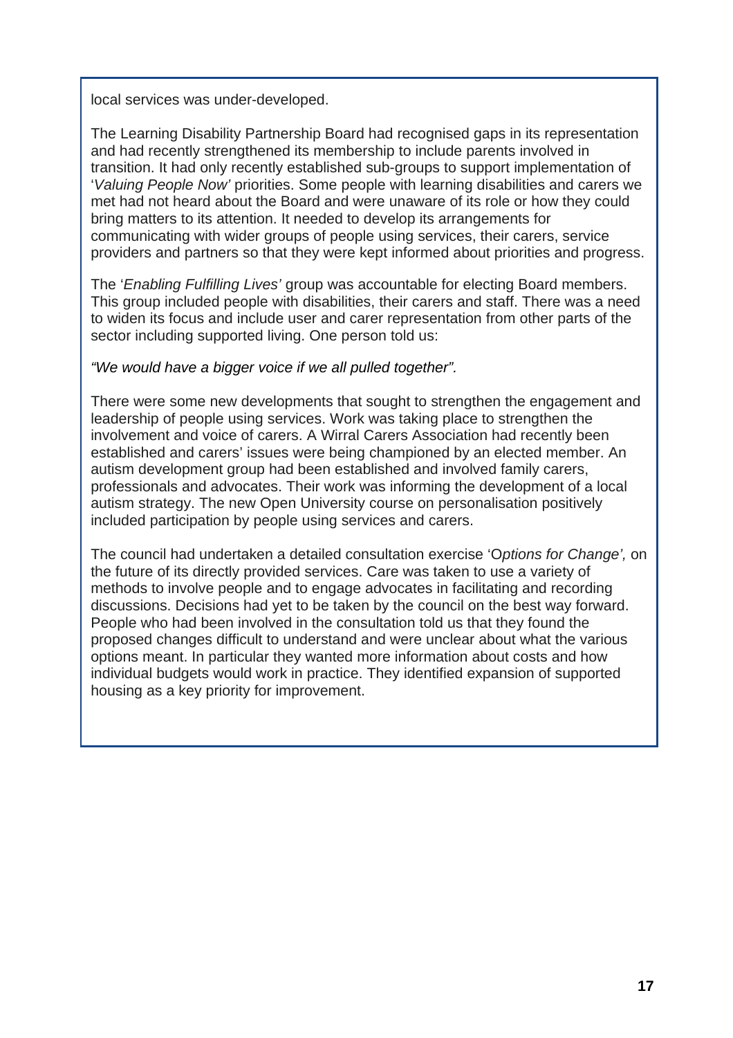local services was under-developed.

The Learning Disability Partnership Board had recognised gaps in its representation and had recently strengthened its membership to include parents involved in transition. It had only recently established sub-groups to support implementation of '*Valuing People Now'* priorities. Some people with learning disabilities and carers we met had not heard about the Board and were unaware of its role or how they could bring matters to its attention. It needed to develop its arrangements for communicating with wider groups of people using services, their carers, service providers and partners so that they were kept informed about priorities and progress.

The '*Enabling Fulfilling Lives'* group was accountable for electing Board members. This group included people with disabilities, their carers and staff. There was a need to widen its focus and include user and carer representation from other parts of the sector including supported living. One person told us:

*"We would have a bigger voice if we all pulled together".*

There were some new developments that sought to strengthen the engagement and leadership of people using services. Work was taking place to strengthen the involvement and voice of carers. A Wirral Carers Association had recently been established and carers' issues were being championed by an elected member. An autism development group had been established and involved family carers, professionals and advocates. Their work was informing the development of a local autism strategy. The new Open University course on personalisation positively included participation by people using services and carers.

The council had undertaken a detailed consultation exercise 'O*ptions for Change',* on the future of its directly provided services. Care was taken to use a variety of methods to involve people and to engage advocates in facilitating and recording discussions. Decisions had yet to be taken by the council on the best way forward. People who had been involved in the consultation told us that they found the proposed changes difficult to understand and were unclear about what the various options meant. In particular they wanted more information about costs and how individual budgets would work in practice. They identified expansion of supported housing as a key priority for improvement.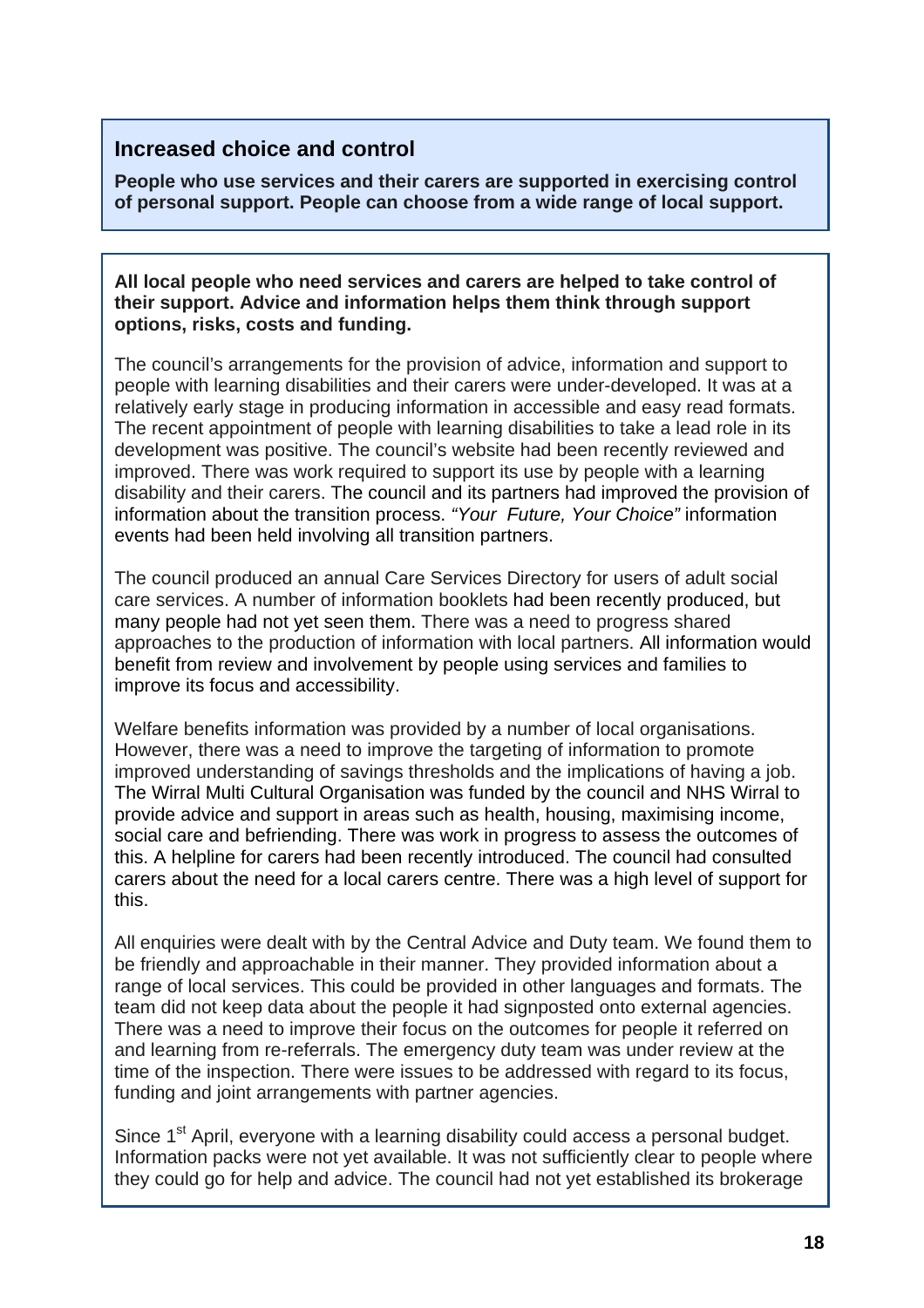## Increased choice and control

**People who use services and their carers are supported in exercising control of personal support. People can choose from a wide range of local support.**

**All local people who need services and carers are helped to take control of their support. Advice and information helps them think through support options, risks, costs and funding.**

The council's arrangements for the provision of advice, information and support to people with learning disabilities and their carers were under-developed. It was at a relatively early stage in producing information in accessible and easy read formats. The recent appointment of people with learning disabilities to take a lead role in its development was positive. The council's website had been recently reviewed and improved. There was work required to support its use by people with a learning disability and their carers. The council and its partners had improved the provision of information about the transition process. *"Your Future, Your Choice"* information events had been held involving all transition partners.

The council produced an annual Care Services Directory for users of adult social care services. A number of information booklets had been recently produced, but many people had not yet seen them. There was a need to progress shared approaches to the production of information with local partners. All information would benefit from review and involvement by people using services and families to improve its focus and accessibility.

Welfare benefits information was provided by a number of local organisations. However, there was a need to improve the targeting of information to promote improved understanding of savings thresholds and the implications of having a job. The Wirral Multi Cultural Organisation was funded by the council and NHS Wirral to provide advice and support in areas such as health, housing, maximising income, social care and befriending. There was work in progress to assess the outcomes of this. A helpline for carers had been recently introduced. The council had consulted carers about the need for a local carers centre. There was a high level of support for this.

All enquiries were dealt with by the Central Advice and Duty team. We found them to be friendly and approachable in their manner. They provided information about a range of local services. This could be provided in other languages and formats. The team did not keep data about the people it had signposted onto external agencies. There was a need to improve their focus on the outcomes for people it referred on and learning from re-referrals. The emergency duty team was under review at the time of the inspection. There were issues to be addressed with regard to its focus, funding and joint arrangements with partner agencies.

Since 1st April, everyone with a learning disability could access a personal budget. Information packs were not yet available. It was not sufficiently clear to people where they could go for help and advice. The council had not yet established its brokerage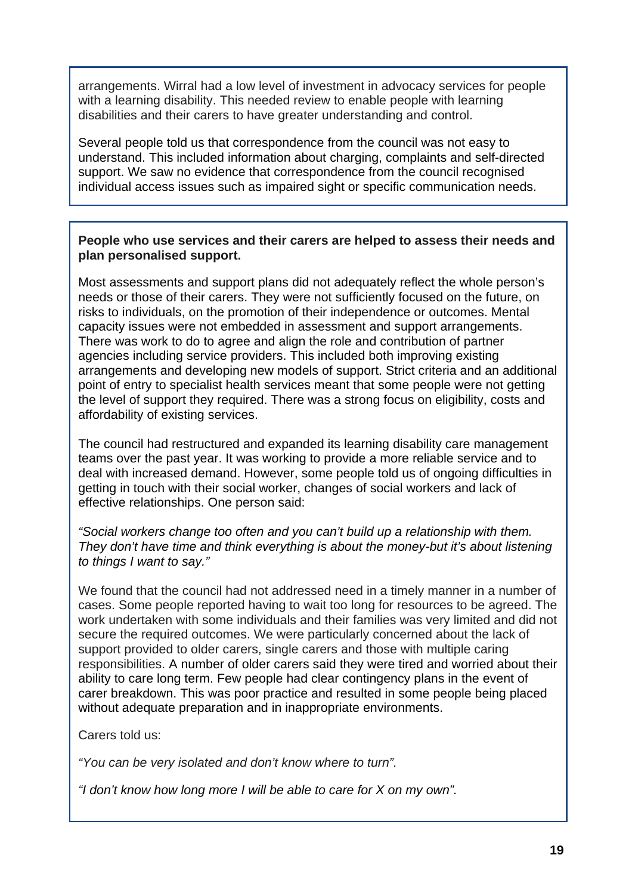arrangements. Wirral had a low level of investment in advocacy services for people with a learning disability. This needed review to enable people with learning disabilities and their carers to have greater understanding and control.

Several people told us that correspondence from the council was not easy to understand. This included information about charging, complaints and self-directed support. We saw no evidence that correspondence from the council recognised individual access issues such as impaired sight or specific communication needs.

**People who use services and their carers are helped to assess their needs and plan personalised support.**

Most assessments and support plans did not adequately reflect the whole person's needs or those of their carers. They were not sufficiently focused on the future, on risks to individuals, on the promotion of their independence or outcomes. Mental capacity issues were not embedded in assessment and support arrangements. There was work to do to agree and align the role and contribution of partner agencies including service providers. This included both improving existing arrangements and developing new models of support. Strict criteria and an additional point of entry to specialist health services meant that some people were not getting the level of support they required. There was a strong focus on eligibility, costs and affordability of existing services.

The council had restructured and expanded its learning disability care management teams over the past year. It was working to provide a more reliable service and to deal with increased demand. However, some people told us of ongoing difficulties in getting in touch with their social worker, changes of social workers and lack of effective relationships. One person said:

*"Social workers change too often and you can't build up a relationship with them. They don't have time and think everything is about the money-but it's about listening to things I want to say."*

We found that the council had not addressed need in a timely manner in a number of cases. Some people reported having to wait too long for resources to be agreed. The work undertaken with some individuals and their families was very limited and did not secure the required outcomes. We were particularly concerned about the lack of support provided to older carers, single carers and those with multiple caring responsibilities. A number of older carers said they were tired and worried about their ability to care long term. Few people had clear contingency plans in the event of carer breakdown. This was poor practice and resulted in some people being placed without adequate preparation and in inappropriate environments.

Carers told us:

*"You can be very isolated and don't know where to turn".*

*"I don't know how long more I will be able to care for X on my own".*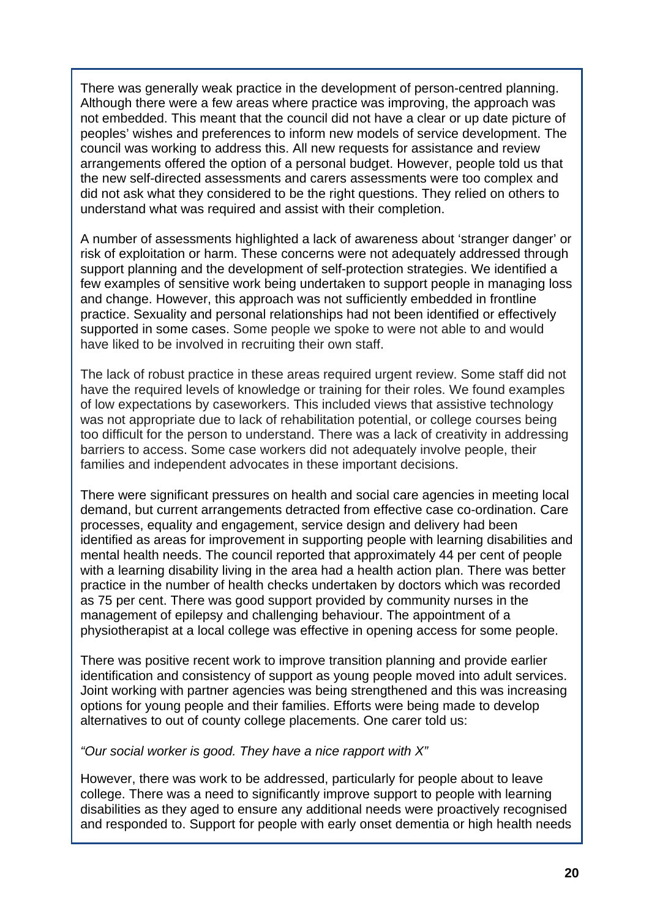There was generally weak practice in the development of person-centred planning. Although there were a few areas where practice was improving, the approach was not embedded. This meant that the council did not have a clear or up date picture of peoples' wishes and preferences to inform new models of service development. The council was working to address this. All new requests for assistance and review arrangements offered the option of a personal budget. However, people told us that the new self-directed assessments and carers assessments were too complex and did not ask what they considered to be the right questions. They relied on others to understand what was required and assist with their completion.

A number of assessments highlighted a lack of awareness about 'stranger danger' or risk of exploitation or harm. These concerns were not adequately addressed through support planning and the development of self-protection strategies. We identified a few examples of sensitive work being undertaken to support people in managing loss and change. However, this approach was not sufficiently embedded in frontline practice. Sexuality and personal relationships had not been identified or effectively supported in some cases. Some people we spoke to were not able to and would have liked to be involved in recruiting their own staff.

The lack of robust practice in these areas required urgent review. Some staff did not have the required levels of knowledge or training for their roles. We found examples of low expectations by caseworkers. This included views that assistive technology was not appropriate due to lack of rehabilitation potential, or college courses being too difficult for the person to understand. There was a lack of creativity in addressing barriers to access. Some case workers did not adequately involve people, their families and independent advocates in these important decisions.

There were significant pressures on health and social care agencies in meeting local demand, but current arrangements detracted from effective case co-ordination. Care processes, equality and engagement, service design and delivery had been identified as areas for improvement in supporting people with learning disabilities and mental health needs. The council reported that approximately 44 per cent of people with a learning disability living in the area had a health action plan. There was better practice in the number of health checks undertaken by doctors which was recorded as 75 per cent. There was good support provided by community nurses in the management of epilepsy and challenging behaviour. The appointment of a physiotherapist at a local college was effective in opening access for some people.

There was positive recent work to improve transition planning and provide earlier identification and consistency of support as young people moved into adult services. Joint working with partner agencies was being strengthened and this was increasing options for young people and their families. Efforts were being made to develop alternatives to out of county college placements. One carer told us:

*"Our social worker is good. They have a nice rapport with X"*

However, there was work to be addressed, particularly for people about to leave college. There was a need to significantly improve support to people with learning disabilities as they aged to ensure any additional needs were proactively recognised and responded to. Support for people with early onset dementia or high health needs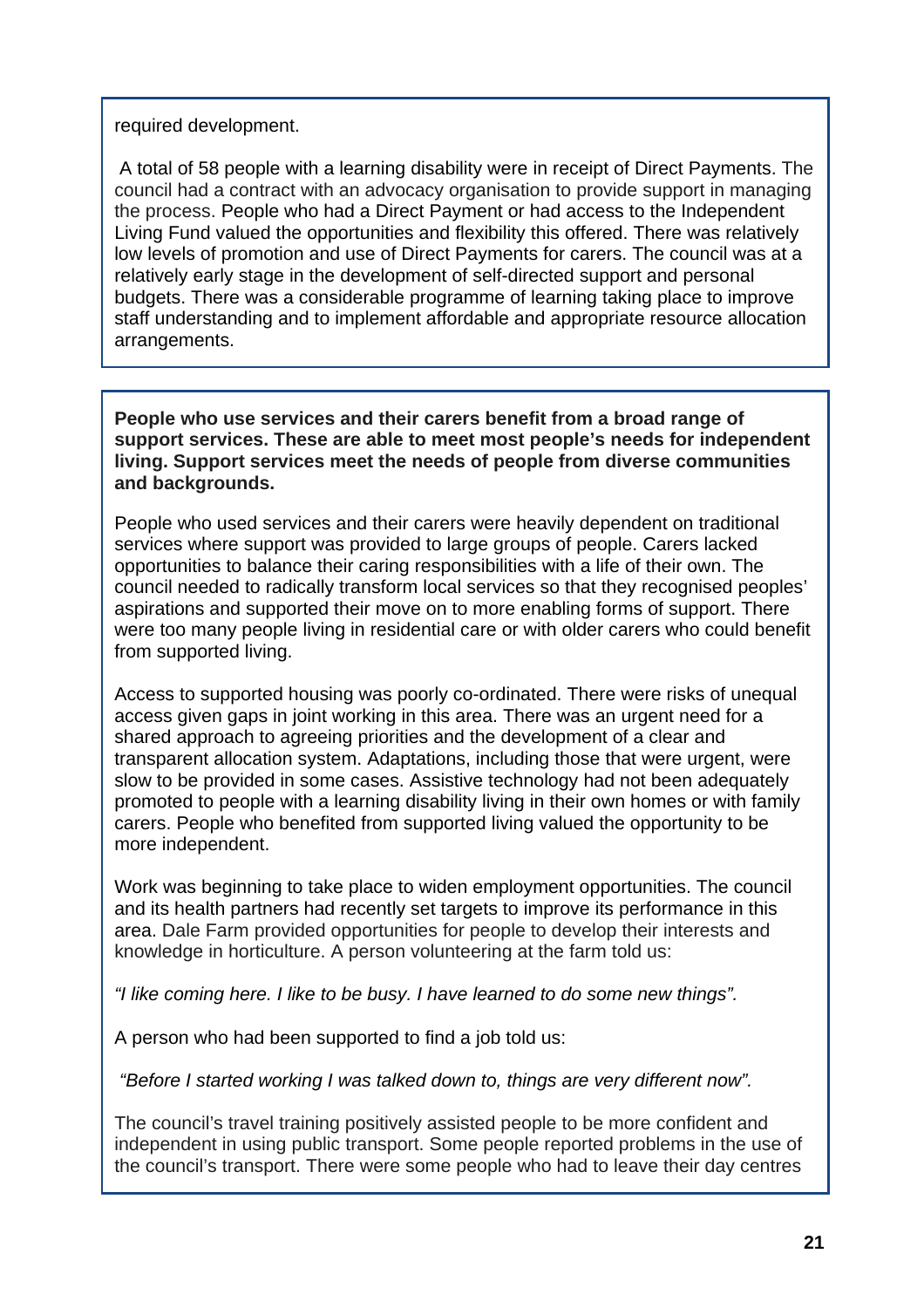required development.

A total of 58 people with a learning disability were in receipt of Direct Payments. The council had a contract with an advocacy organisation to provide support in managing the process. People who had a Direct Payment or had access to the Independent Living Fund valued the opportunities and flexibility this offered. There was relatively low levels of promotion and use of Direct Payments for carers. The council was at a relatively early stage in the development of self-directed support and personal budgets. There was a considerable programme of learning taking place to improve staff understanding and to implement affordable and appropriate resource allocation arrangements.

**People who use services and their carers benefit from a broad range of support services. These are able to meet most people's needs for independent living. Support services meet the needs of people from diverse communities and backgrounds.**

People who used services and their carers were heavily dependent on traditional services where support was provided to large groups of people. Carers lacked opportunities to balance their caring responsibilities with a life of their own. The council needed to radically transform local services so that they recognised peoples' aspirations and supported their move on to more enabling forms of support. There were too many people living in residential care or with older carers who could benefit from supported living.

Access to supported housing was poorly co-ordinated. There were risks of unequal access given gaps in joint working in this area. There was an urgent need for a shared approach to agreeing priorities and the development of a clear and transparent allocation system. Adaptations, including those that were urgent, were slow to be provided in some cases. Assistive technology had not been adequately promoted to people with a learning disability living in their own homes or with family carers. People who benefited from supported living valued the opportunity to be more independent.

Work was beginning to take place to widen employment opportunities. The council and its health partners had recently set targets to improve its performance in this area. Dale Farm provided opportunities for people to develop their interests and knowledge in horticulture. A person volunteering at the farm told us:

*"I like coming here. I like to be busy. I have learned to do some new things".*

A person who had been supported to find a job told us:

*"Before I started working I was talked down to, things are very different now".*

The council's travel training positively assisted people to be more confident and independent in using public transport. Some people reported problems in the use of the council's transport. There were some people who had to leave their day centres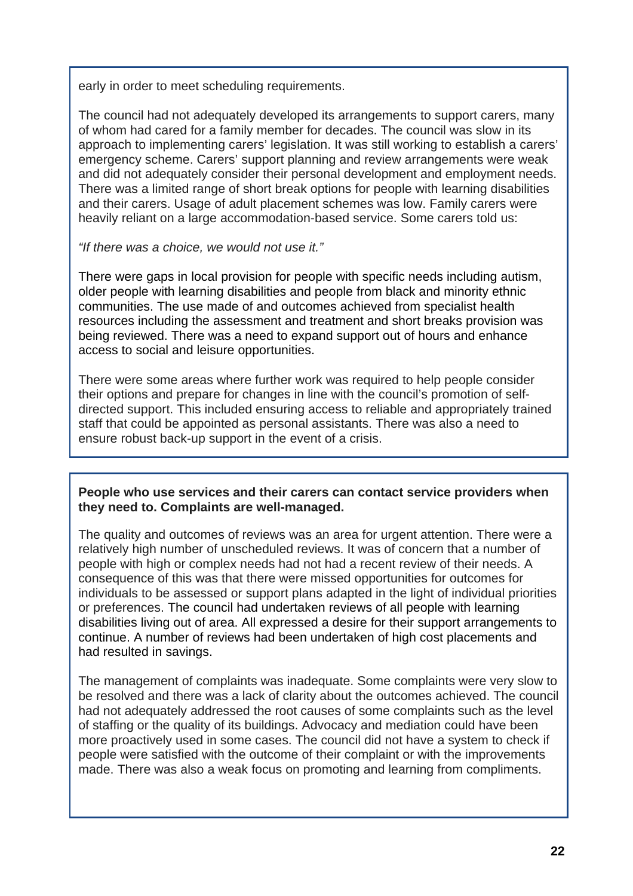early in order to meet scheduling requirements.

The council had not adequately developed its arrangements to support carers, many of whom had cared for a family member for decades. The council was slow in its approach to implementing carers' legislation. It was still working to establish a carers' emergency scheme. Carers' support planning and review arrangements were weak and did not adequately consider their personal development and employment needs. There was a limited range of short break options for people with learning disabilities and their carers. Usage of adult placement schemes was low. Family carers were heavily reliant on a large accommodation-based service. Some carers told us:

*"If there was a choice, we would not use it."*

There were gaps in local provision for people with specific needs including autism, older people with learning disabilities and people from black and minority ethnic communities. The use made of and outcomes achieved from specialist health resources including the assessment and treatment and short breaks provision was being reviewed. There was a need to expand support out of hours and enhance access to social and leisure opportunities.

There were some areas where further work was required to help people consider their options and prepare for changes in line with the council's promotion of self-directed support. This included ensuring access to reliable and appropriately trained staff that could be appointed as personal assistants. There was also a need to ensure robust back-up support in the event of a crisis.

**People who use services and their carers can contact service providers when they need to. Complaints are well-managed.**

The quality and outcomes of reviews was an area for urgent attention. There were a relatively high number of unscheduled reviews. It was of concern that a number of people with high or complex needs had not had a recent review of their needs. A consequence of this was that there were missed opportunities for outcomes for individuals to be assessed or support plans adapted in the light of individual priorities or preferences. The council had undertaken reviews of all people with learning disabilities living out of area. All expressed a desire for their support arrangements to continue. A number of reviews had been undertaken of high cost placements and had resulted in savings.

The management of complaints was inadequate. Some complaints were very slow to be resolved and there was a lack of clarity about the outcomes achieved. The council had not adequately addressed the root causes of some complaints such as the level of staffing or the quality of its buildings. Advocacy and mediation could have been more proactively used in some cases. The council did not have a system to check if people were satisfied with the outcome of their complaint or with the improvements made. There was also a weak focus on promoting and learning from compliments.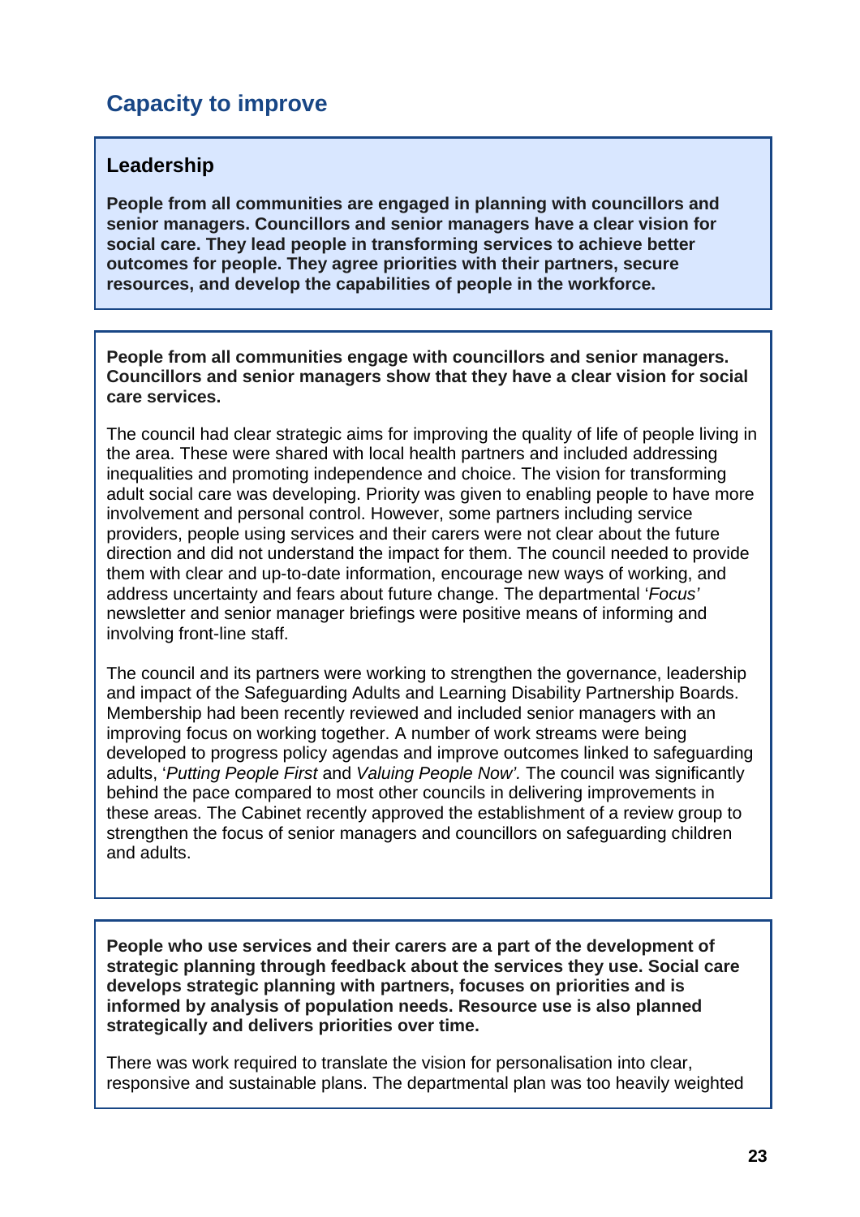## Capacity to improve

### Leadership

**People from all communities are engaged in planning with councillors and senior managers. Councillors and senior managers have a clear vision for social care. They lead people in transforming services to achieve better outcomes for people. They agree priorities with their partners, secure resources, and develop the capabilities of people in the workforce.**

**People from all communities engage with councillors and senior managers. Councillors and senior managers show that they have a clear vision for social care services.**

The council had clear strategic aims for improving the quality of life of people living in the area. These were shared with local health partners and included addressing inequalities and promoting independence and choice. The vision for transforming adult social care was developing. Priority was given to enabling people to have more involvement and personal control. However, some partners including service providers, people using services and their carers were not clear about the future direction and did not understand the impact for them. The council needed to provide them with clear and up-to-date information, encourage new ways of working, and address uncertainty and fears about future change. The departmental '*Focus'* newsletter and senior manager briefings were positive means of informing and involving front-line staff.

The council and its partners were working to strengthen the governance, leadership and impact of the Safeguarding Adults and Learning Disability Partnership Boards. Membership had been recently reviewed and included senior managers with an improving focus on working together. A number of work streams were being developed to progress policy agendas and improve outcomes linked to safeguarding adults, '*Putting People First* and *Valuing People Now'.* The council was significantly behind the pace compared to most other councils in delivering improvements in these areas. The Cabinet recently approved the establishment of a review group to strengthen the focus of senior managers and councillors on safeguarding children and adults.

**People who use services and their carers are a part of the development of strategic planning through feedback about the services they use. Social care develops strategic planning with partners, focuses on priorities and is informed by analysis of population needs. Resource use is also planned strategically and delivers priorities over time.**

There was work required to translate the vision for personalisation into clear, responsive and sustainable plans. The departmental plan was too heavily weighted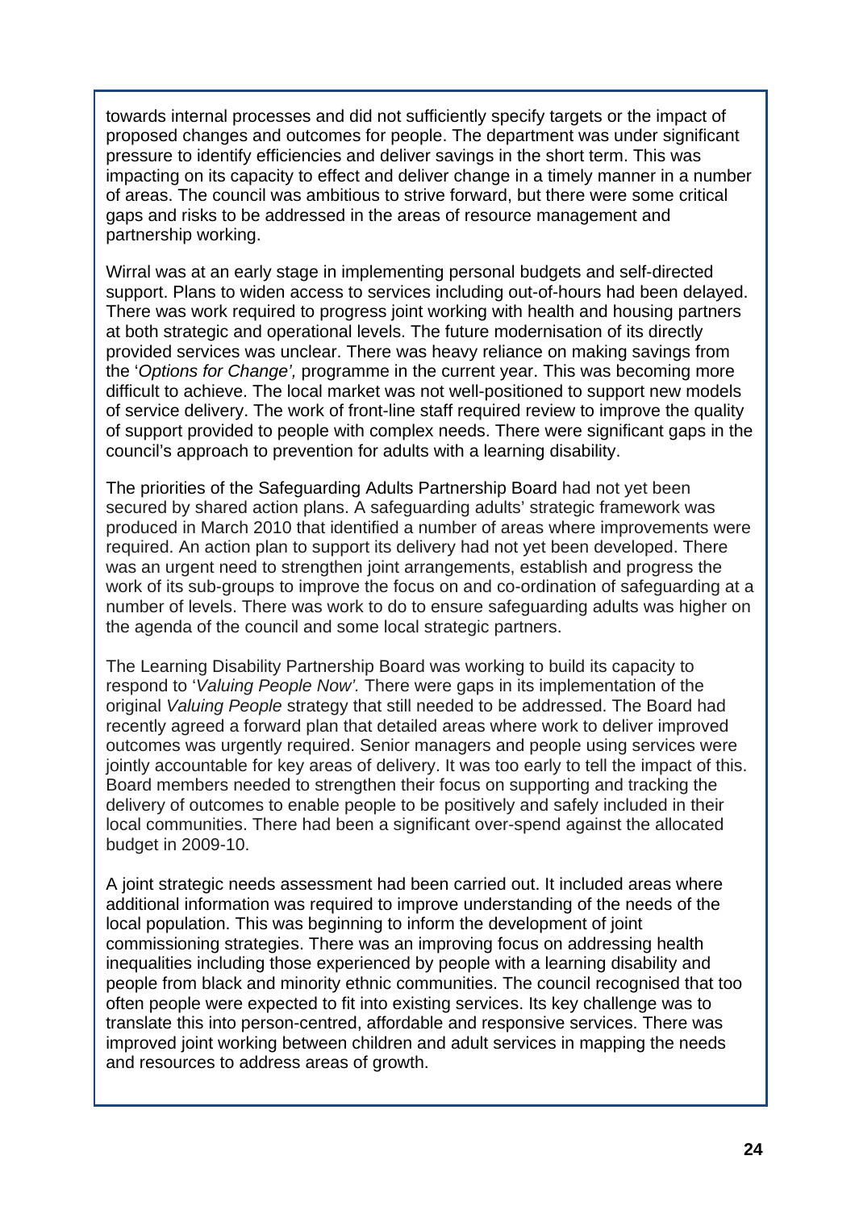towards internal processes and did not sufficiently specify targets or the impact of proposed changes and outcomes for people. The department was under significant pressure to identify efficiencies and deliver savings in the short term. This was impacting on its capacity to effect and deliver change in a timely manner in a number of areas. The council was ambitious to strive forward, but there were some critical gaps and risks to be addressed in the areas of resource management and partnership working.

Wirral was at an early stage in implementing personal budgets and self-directed support. Plans to widen access to services including out-of-hours had been delayed. There was work required to progress joint working with health and housing partners at both strategic and operational levels. The future modernisation of its directly provided services was unclear. There was heavy reliance on making savings from the '*Options for Change',* programme in the current year. This was becoming more difficult to achieve. The local market was not well-positioned to support new models of service delivery. The work of front-line staff required review to improve the quality of support provided to people with complex needs. There were significant gaps in the council's approach to prevention for adults with a learning disability.

The priorities of the Safeguarding Adults Partnership Board had not yet been secured by shared action plans. A safeguarding adults' strategic framework was produced in March 2010 that identified a number of areas where improvements were required. An action plan to support its delivery had not yet been developed. There was an urgent need to strengthen joint arrangements, establish and progress the work of its sub-groups to improve the focus on and co-ordination of safeguarding at a number of levels. There was work to do to ensure safeguarding adults was higher on the agenda of the council and some local strategic partners.

The Learning Disability Partnership Board was working to build its capacity to respond to '*Valuing People Now'.* There were gaps in its implementation of the original *Valuing People* strategy that still needed to be addressed. The Board had recently agreed a forward plan that detailed areas where work to deliver improved outcomes was urgently required. Senior managers and people using services were jointly accountable for key areas of delivery. It was too early to tell the impact of this. Board members needed to strengthen their focus on supporting and tracking the delivery of outcomes to enable people to be positively and safely included in their local communities. There had been a significant over-spend against the allocated budget in 2009-10.

A joint strategic needs assessment had been carried out. It included areas where additional information was required to improve understanding of the needs of the local population. This was beginning to inform the development of joint commissioning strategies. There was an improving focus on addressing health inequalities including those experienced by people with a learning disability and people from black and minority ethnic communities. The council recognised that too often people were expected to fit into existing services. Its key challenge was to translate this into person-centred, affordable and responsive services. There was improved joint working between children and adult services in mapping the needs and resources to address areas of growth.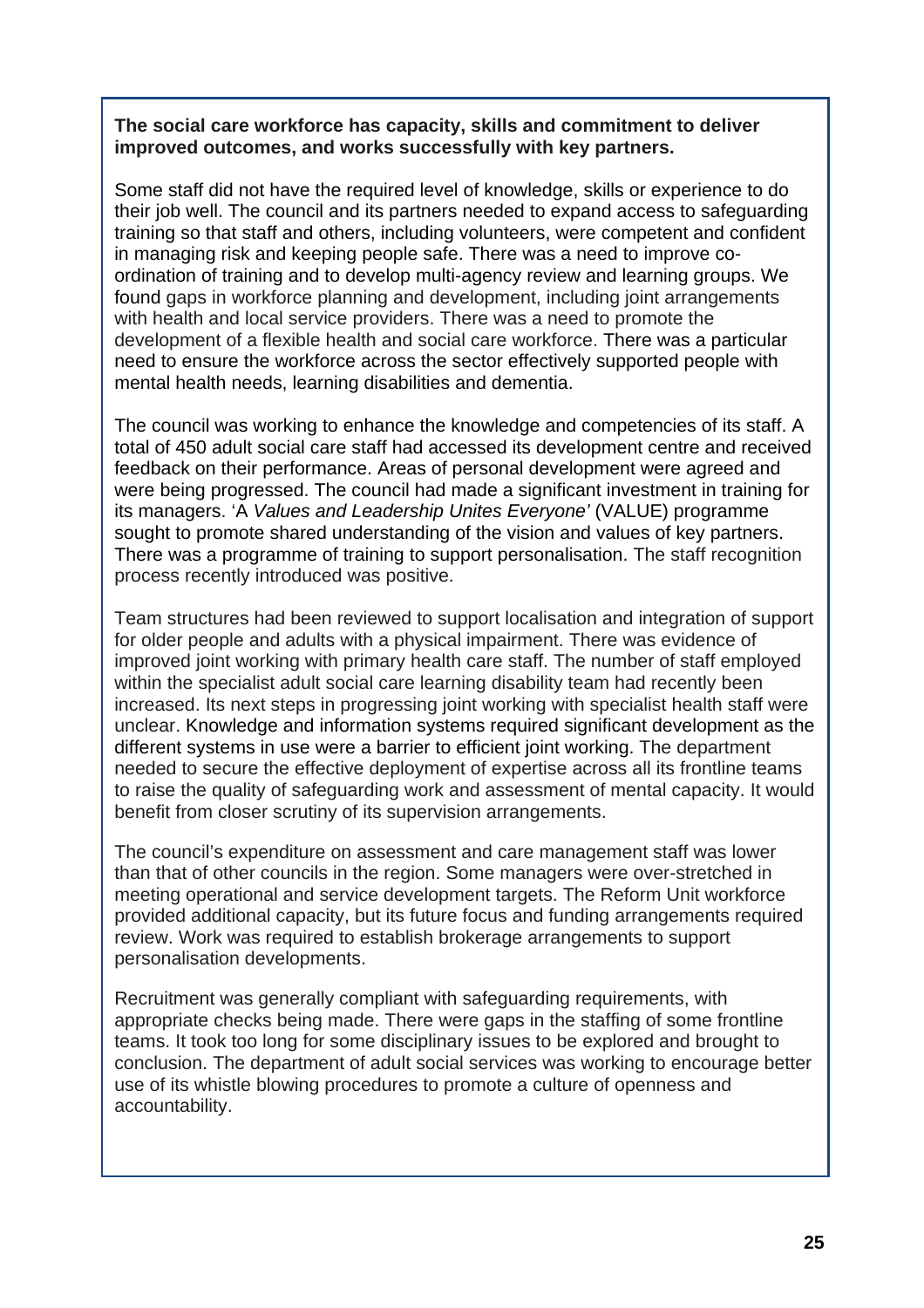**The social care workforce has capacity, skills and commitment to deliver improved outcomes, and works successfully with key partners.**

Some staff did not have the required level of knowledge, skills or experience to do their job well. The council and its partners needed to expand access to safeguarding training so that staff and others, including volunteers, were competent and confident in managing risk and keeping people safe. There was a need to improve co-ordination of training and to develop multi-agency review and learning groups. We found gaps in workforce planning and development, including joint arrangements with health and local service providers. There was a need to promote the development of a flexible health and social care workforce. There was a particular need to ensure the workforce across the sector effectively supported people with mental health needs, learning disabilities and dementia.

The council was working to enhance the knowledge and competencies of its staff. A total of 450 adult social care staff had accessed its development centre and received feedback on their performance. Areas of personal development were agreed and were being progressed. The council had made a significant investment in training for its managers. 'A *Values and Leadership Unites Everyone'* (VALUE) programme sought to promote shared understanding of the vision and values of key partners. There was a programme of training to support personalisation. The staff recognition process recently introduced was positive.

Team structures had been reviewed to support localisation and integration of support for older people and adults with a physical impairment. There was evidence of improved joint working with primary health care staff. The number of staff employed within the specialist adult social care learning disability team had recently been increased. Its next steps in progressing joint working with specialist health staff were unclear. Knowledge and information systems required significant development as the different systems in use were a barrier to efficient joint working. The department needed to secure the effective deployment of expertise across all its frontline teams to raise the quality of safeguarding work and assessment of mental capacity. It would benefit from closer scrutiny of its supervision arrangements.

The council's expenditure on assessment and care management staff was lower than that of other councils in the region. Some managers were over-stretched in meeting operational and service development targets. The Reform Unit workforce provided additional capacity, but its future focus and funding arrangements required review. Work was required to establish brokerage arrangements to support personalisation developments.

Recruitment was generally compliant with safeguarding requirements, with appropriate checks being made. There were gaps in the staffing of some frontline teams. It took too long for some disciplinary issues to be explored and brought to conclusion. The department of adult social services was working to encourage better use of its whistle blowing procedures to promote a culture of openness and accountability.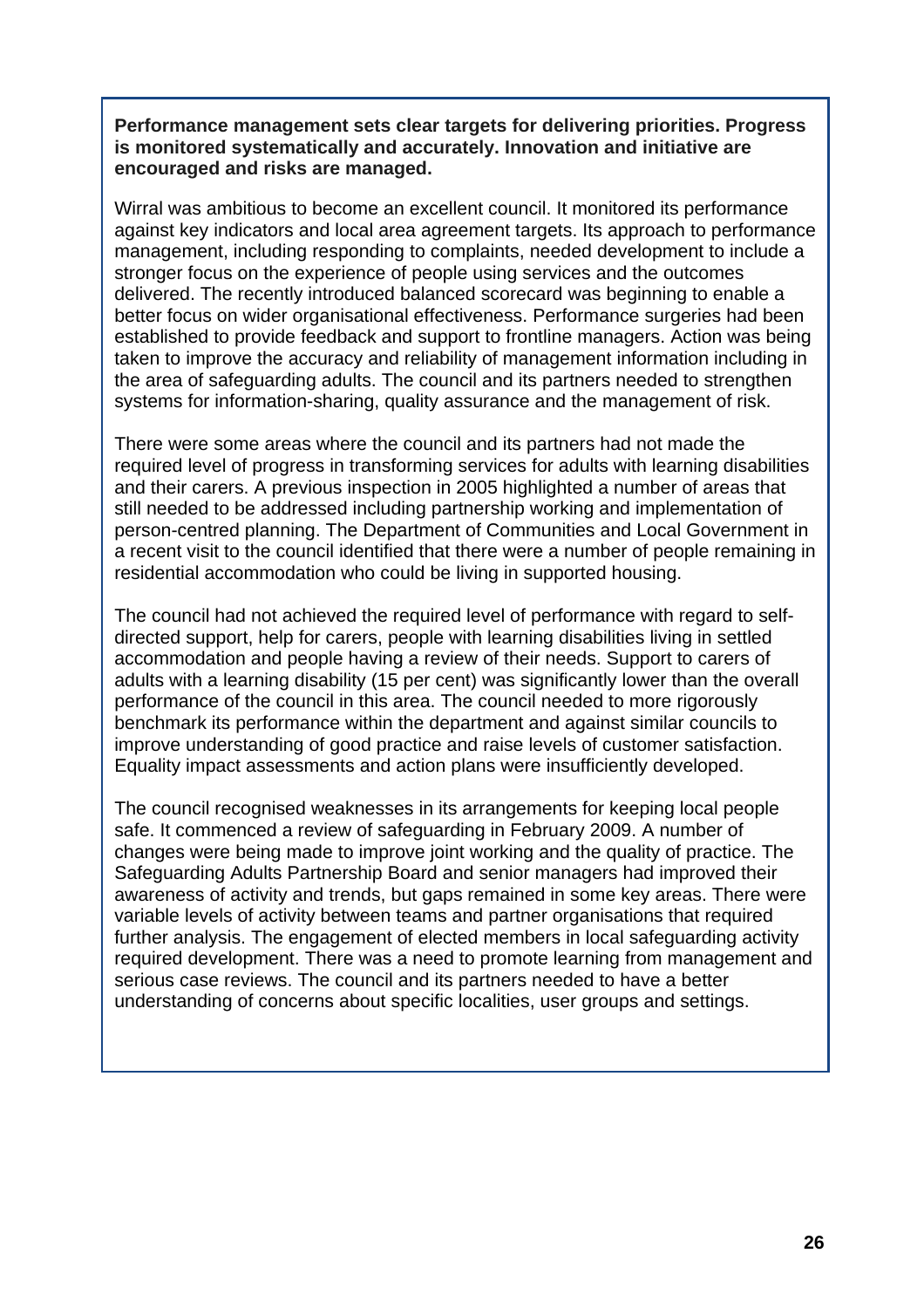**Performance management sets clear targets for delivering priorities. Progress is monitored systematically and accurately. Innovation and initiative are encouraged and risks are managed.**

Wirral was ambitious to become an excellent council. It monitored its performance against key indicators and local area agreement targets. Its approach to performance management, including responding to complaints, needed development to include a stronger focus on the experience of people using services and the outcomes delivered. The recently introduced balanced scorecard was beginning to enable a better focus on wider organisational effectiveness. Performance surgeries had been established to provide feedback and support to frontline managers. Action was being taken to improve the accuracy and reliability of management information including in the area of safeguarding adults. The council and its partners needed to strengthen systems for information-sharing, quality assurance and the management of risk.

There were some areas where the council and its partners had not made the required level of progress in transforming services for adults with learning disabilities and their carers. A previous inspection in 2005 highlighted a number of areas that still needed to be addressed including partnership working and implementation of person-centred planning. The Department of Communities and Local Government in a recent visit to the council identified that there were a number of people remaining in residential accommodation who could be living in supported housing.

The council had not achieved the required level of performance with regard to self-directed support, help for carers, people with learning disabilities living in settled accommodation and people having a review of their needs. Support to carers of adults with a learning disability (15 per cent) was significantly lower than the overall performance of the council in this area. The council needed to more rigorously benchmark its performance within the department and against similar councils to improve understanding of good practice and raise levels of customer satisfaction. Equality impact assessments and action plans were insufficiently developed.

The council recognised weaknesses in its arrangements for keeping local people safe. It commenced a review of safeguarding in February 2009. A number of changes were being made to improve joint working and the quality of practice. The Safeguarding Adults Partnership Board and senior managers had improved their awareness of activity and trends, but gaps remained in some key areas. There were variable levels of activity between teams and partner organisations that required further analysis. The engagement of elected members in local safeguarding activity required development. There was a need to promote learning from management and serious case reviews. The council and its partners needed to have a better understanding of concerns about specific localities, user groups and settings.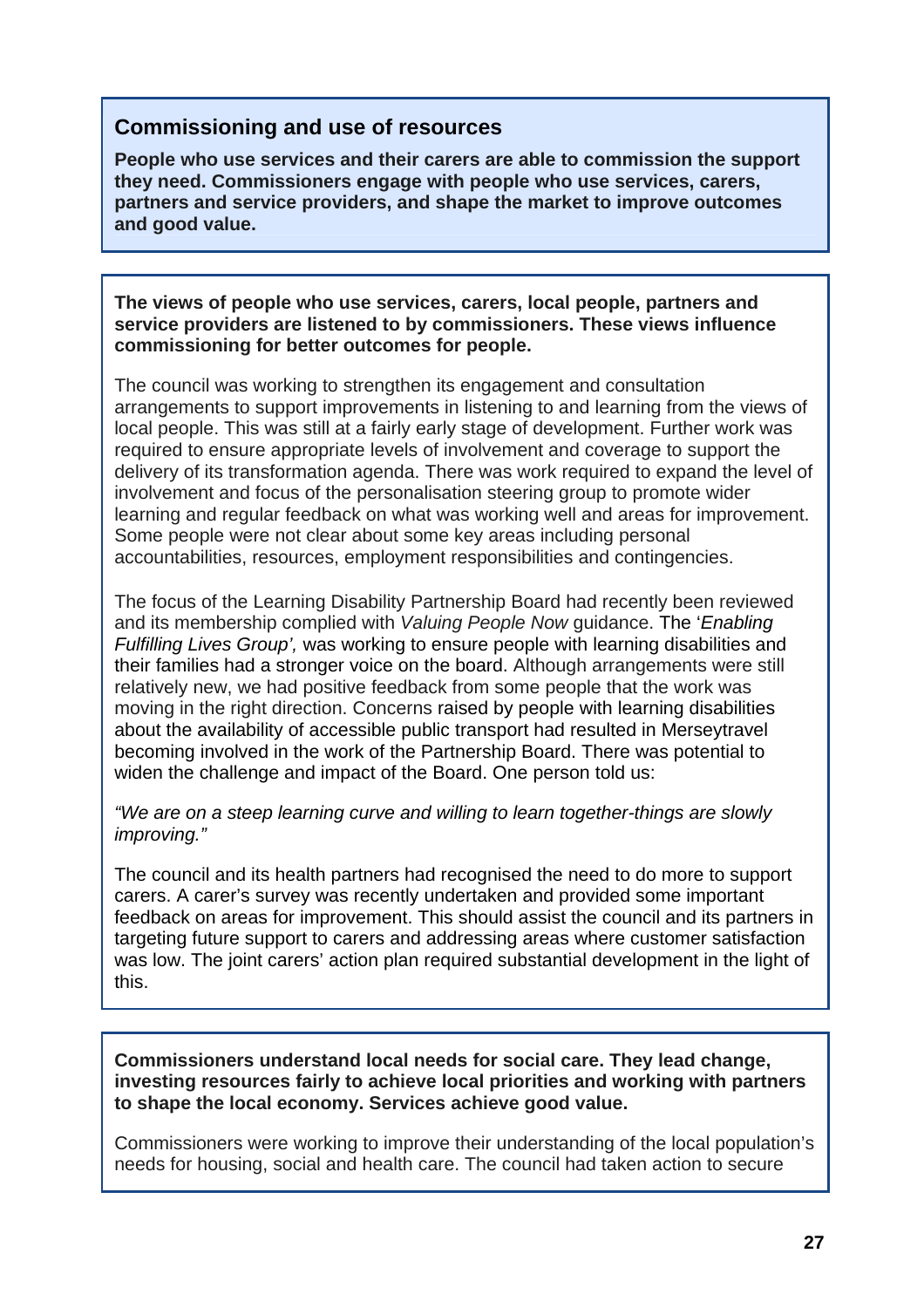## Commissioning and use of resources

**People who use services and their carers are able to commission the support they need. Commissioners engage with people who use services, carers, partners and service providers, and shape the market to improve outcomes and good value.**

**The views of people who use services, carers, local people, partners and service providers are listened to by commissioners. These views influence commissioning for better outcomes for people.**

The council was working to strengthen its engagement and consultation arrangements to support improvements in listening to and learning from the views of local people. This was still at a fairly early stage of development. Further work was required to ensure appropriate levels of involvement and coverage to support the delivery of its transformation agenda. There was work required to expand the level of involvement and focus of the personalisation steering group to promote wider learning and regular feedback on what was working well and areas for improvement. Some people were not clear about some key areas including personal accountabilities, resources, employment responsibilities and contingencies.

The focus of the Learning Disability Partnership Board had recently been reviewed and its membership complied with *Valuing People Now* guidance. The '*Enabling Fulfilling Lives Group',* was working to ensure people with learning disabilities and their families had a stronger voice on the board. Although arrangements were still relatively new, we had positive feedback from some people that the work was moving in the right direction. Concerns raised by people with learning disabilities about the availability of accessible public transport had resulted in Merseytravel becoming involved in the work of the Partnership Board. There was potential to widen the challenge and impact of the Board. One person told us:

*"We are on a steep learning curve and willing to learn together-things are slowly improving."*

The council and its health partners had recognised the need to do more to support carers. A carer's survey was recently undertaken and provided some important feedback on areas for improvement. This should assist the council and its partners in targeting future support to carers and addressing areas where customer satisfaction was low. The joint carers' action plan required substantial development in the light of this.

**Commissioners understand local needs for social care. They lead change, investing resources fairly to achieve local priorities and working with partners to shape the local economy. Services achieve good value.**

Commissioners were working to improve their understanding of the local population's needs for housing, social and health care. The council had taken action to secure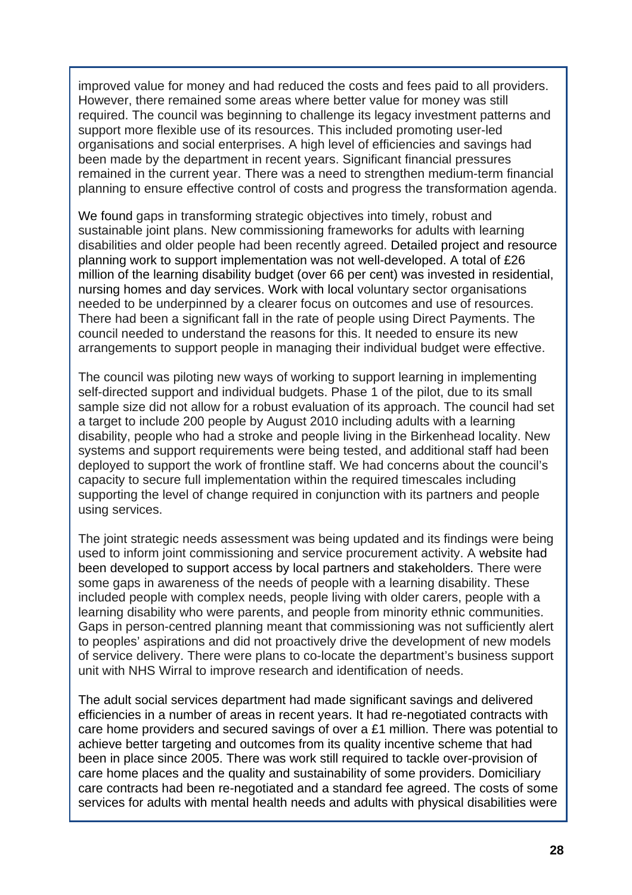improved value for money and had reduced the costs and fees paid to all providers. However, there remained some areas where better value for money was still required. The council was beginning to challenge its legacy investment patterns and support more flexible use of its resources. This included promoting user-led organisations and social enterprises. A high level of efficiencies and savings had been made by the department in recent years. Significant financial pressures remained in the current year. There was a need to strengthen medium-term financial planning to ensure effective control of costs and progress the transformation agenda.

We found gaps in transforming strategic objectives into timely, robust and sustainable joint plans. New commissioning frameworks for adults with learning disabilities and older people had been recently agreed. Detailed project and resource planning work to support implementation was not well-developed. A total of £26 million of the learning disability budget (over 66 per cent) was invested in residential, nursing homes and day services. Work with local voluntary sector organisations needed to be underpinned by a clearer focus on outcomes and use of resources. There had been a significant fall in the rate of people using Direct Payments. The council needed to understand the reasons for this. It needed to ensure its new arrangements to support people in managing their individual budget were effective.

The council was piloting new ways of working to support learning in implementing self-directed support and individual budgets. Phase 1 of the pilot, due to its small sample size did not allow for a robust evaluation of its approach. The council had set a target to include 200 people by August 2010 including adults with a learning disability, people who had a stroke and people living in the Birkenhead locality. New systems and support requirements were being tested, and additional staff had been deployed to support the work of frontline staff. We had concerns about the council's capacity to secure full implementation within the required timescales including supporting the level of change required in conjunction with its partners and people using services.

The joint strategic needs assessment was being updated and its findings were being used to inform joint commissioning and service procurement activity. A website had been developed to support access by local partners and stakeholders. There were some gaps in awareness of the needs of people with a learning disability. These included people with complex needs, people living with older carers, people with a learning disability who were parents, and people from minority ethnic communities. Gaps in person-centred planning meant that commissioning was not sufficiently alert to peoples' aspirations and did not proactively drive the development of new models of service delivery. There were plans to co-locate the department's business support unit with NHS Wirral to improve research and identification of needs.

The adult social services department had made significant savings and delivered efficiencies in a number of areas in recent years. It had re-negotiated contracts with care home providers and secured savings of over a £1 million. There was potential to achieve better targeting and outcomes from its quality incentive scheme that had been in place since 2005. There was work still required to tackle over-provision of care home places and the quality and sustainability of some providers. Domiciliary care contracts had been re-negotiated and a standard fee agreed. The costs of some services for adults with mental health needs and adults with physical disabilities were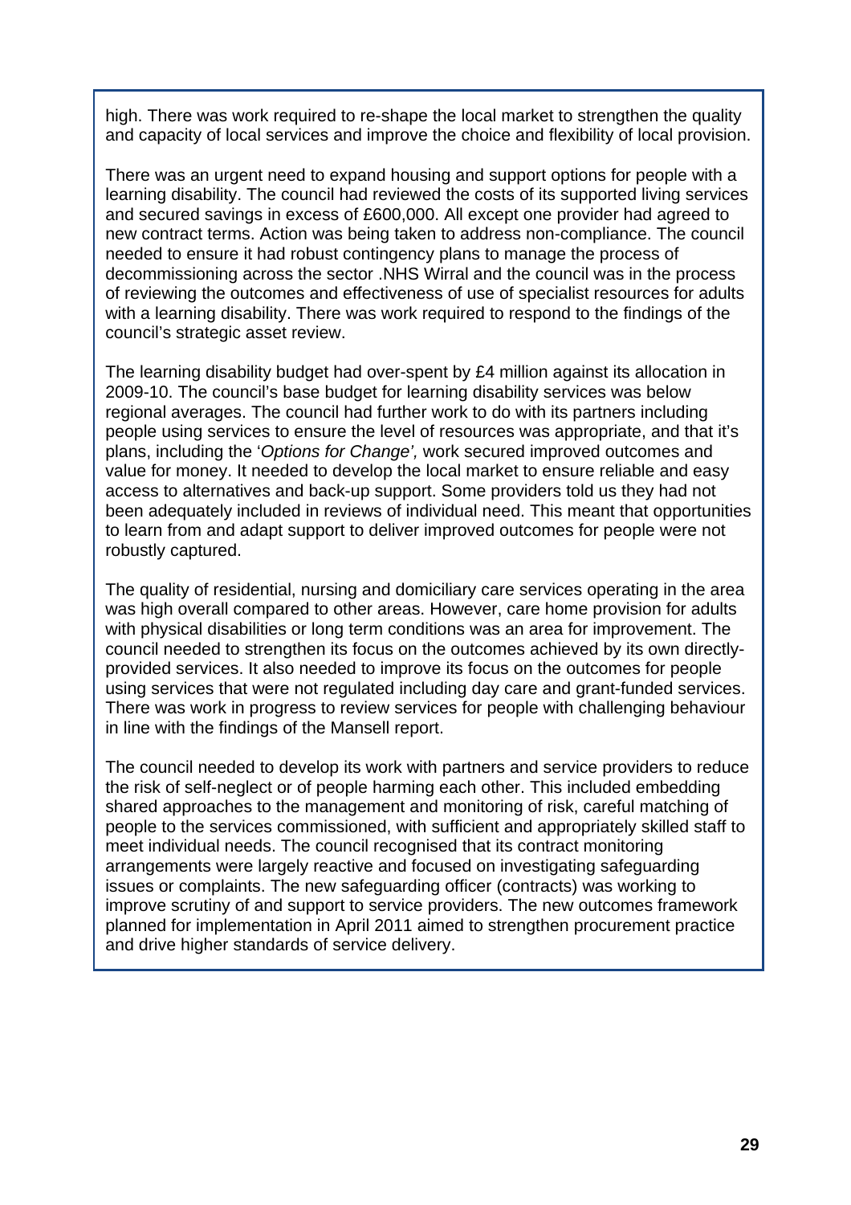high. There was work required to re-shape the local market to strengthen the quality and capacity of local services and improve the choice and flexibility of local provision.

There was an urgent need to expand housing and support options for people with a learning disability. The council had reviewed the costs of its supported living services and secured savings in excess of £600,000. All except one provider had agreed to new contract terms. Action was being taken to address non-compliance. The council needed to ensure it had robust contingency plans to manage the process of decommissioning across the sector .NHS Wirral and the council was in the process of reviewing the outcomes and effectiveness of use of specialist resources for adults with a learning disability. There was work required to respond to the findings of the council's strategic asset review.

The learning disability budget had over-spent by £4 million against its allocation in 2009-10. The council's base budget for learning disability services was below regional averages. The council had further work to do with its partners including people using services to ensure the level of resources was appropriate, and that it's plans, including the '*Options for Change',* work secured improved outcomes and value for money. It needed to develop the local market to ensure reliable and easy access to alternatives and back-up support. Some providers told us they had not been adequately included in reviews of individual need. This meant that opportunities to learn from and adapt support to deliver improved outcomes for people were not robustly captured.

The quality of residential, nursing and domiciliary care services operating in the area was high overall compared to other areas. However, care home provision for adults with physical disabilities or long term conditions was an area for improvement. The council needed to strengthen its focus on the outcomes achieved by its own directly-provided services. It also needed to improve its focus on the outcomes for people using services that were not regulated including day care and grant-funded services. There was work in progress to review services for people with challenging behaviour in line with the findings of the Mansell report.

The council needed to develop its work with partners and service providers to reduce the risk of self-neglect or of people harming each other. This included embedding shared approaches to the management and monitoring of risk, careful matching of people to the services commissioned, with sufficient and appropriately skilled staff to meet individual needs. The council recognised that its contract monitoring arrangements were largely reactive and focused on investigating safeguarding issues or complaints. The new safeguarding officer (contracts) was working to improve scrutiny of and support to service providers. The new outcomes framework planned for implementation in April 2011 aimed to strengthen procurement practice and drive higher standards of service delivery.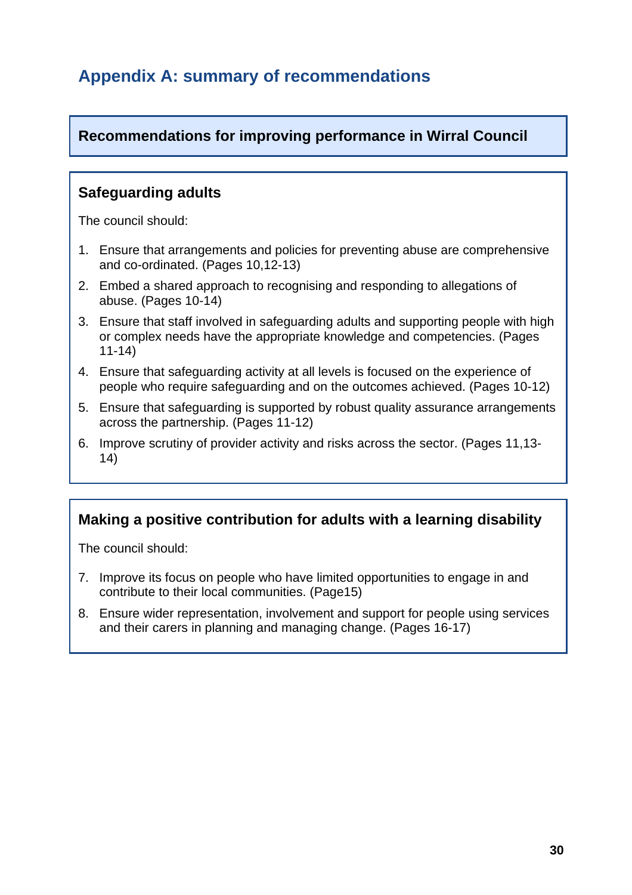## Appendix A: summary of recommendations

### Recommendations for improving performance in Wirral Council

### Safeguarding adults

The council should:

1. Ensure that arrangements and policies for preventing abuse are comprehensive and co-ordinated. (Pages 10,12-13)
2. Embed a shared approach to recognising and responding to allegations of abuse. (Pages 10-14)
3. Ensure that staff involved in safeguarding adults and supporting people with high or complex needs have the appropriate knowledge and competencies. (Pages 11-14)
4. Ensure that safeguarding activity at all levels is focused on the experience of people who require safeguarding and on the outcomes achieved. (Pages 10-12)
5. Ensure that safeguarding is supported by robust quality assurance arrangements across the partnership. (Pages 11-12)
6. Improve scrutiny of provider activity and risks across the sector. (Pages 11,13-14)

### Making a positive contribution for adults with a learning disability

The council should:

7. Improve its focus on people who have limited opportunities to engage in and contribute to their local communities. (Page15)
8. Ensure wider representation, involvement and support for people using services and their carers in planning and managing change. (Pages 16-17)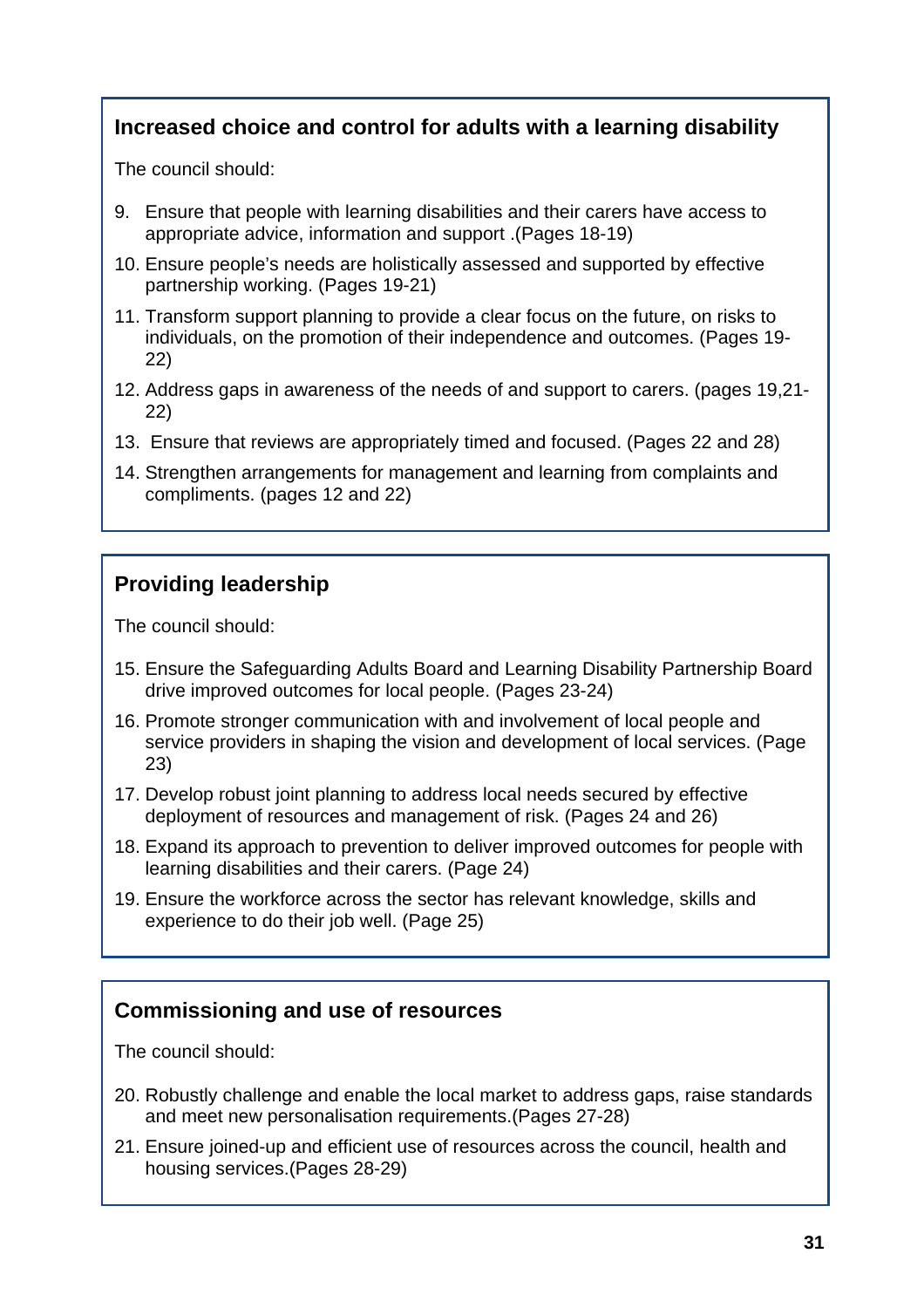## Increased choice and control for adults with a learning disability

The council should:

9. Ensure that people with learning disabilities and their carers have access to appropriate advice, information and support .(Pages 18-19)
10. Ensure people's needs are holistically assessed and supported by effective partnership working. (Pages 19-21)
11. Transform support planning to provide a clear focus on the future, on risks to individuals, on the promotion of their independence and outcomes. (Pages 19-22)
12. Address gaps in awareness of the needs of and support to carers. (pages 19,21-22)
13. Ensure that reviews are appropriately timed and focused. (Pages 22 and 28)
14. Strengthen arrangements for management and learning from complaints and compliments. (pages 12 and 22)

## Providing leadership

The council should:

15. Ensure the Safeguarding Adults Board and Learning Disability Partnership Board drive improved outcomes for local people. (Pages 23-24)
16. Promote stronger communication with and involvement of local people and service providers in shaping the vision and development of local services. (Page 23)
17. Develop robust joint planning to address local needs secured by effective deployment of resources and management of risk. (Pages 24 and 26)
18. Expand its approach to prevention to deliver improved outcomes for people with learning disabilities and their carers. (Page 24)
19. Ensure the workforce across the sector has relevant knowledge, skills and experience to do their job well. (Page 25)

## Commissioning and use of resources

The council should:

20. Robustly challenge and enable the local market to address gaps, raise standards and meet new personalisation requirements.(Pages 27-28)
21. Ensure joined-up and efficient use of resources across the council, health and housing services.(Pages 28-29)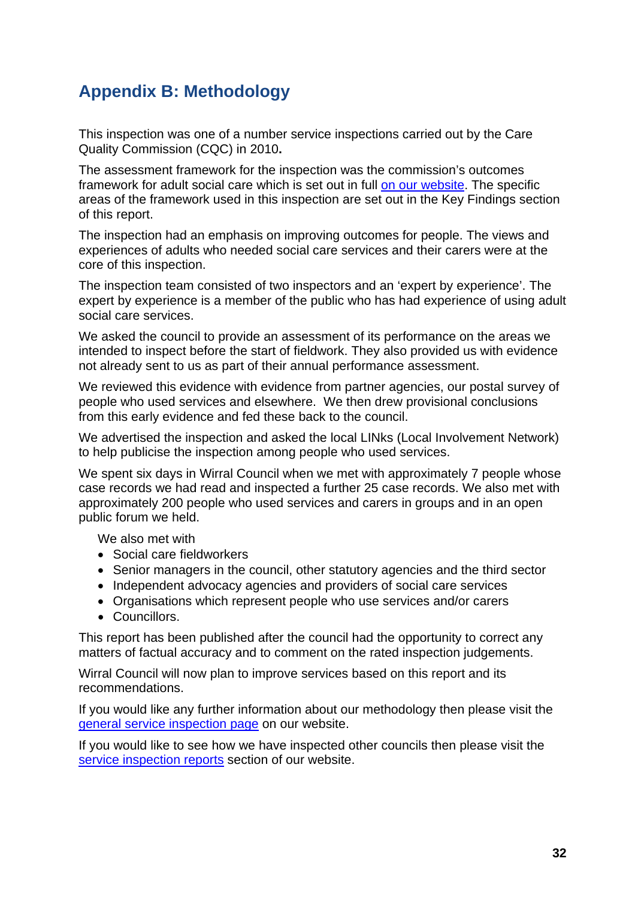# Appendix B: Methodology

This inspection was one of a number service inspections carried out by the Care Quality Commission (CQC) in 2010**.**

The assessment framework for the inspection was the commission's outcomes framework for adult social care which is set out in full [on our website](). The specific areas of the framework used in this inspection are set out in the Key Findings section of this report.

The inspection had an emphasis on improving outcomes for people. The views and experiences of adults who needed social care services and their carers were at the core of this inspection.

The inspection team consisted of two inspectors and an 'expert by experience'. The expert by experience is a member of the public who has had experience of using adult social care services.

We asked the council to provide an assessment of its performance on the areas we intended to inspect before the start of fieldwork. They also provided us with evidence not already sent to us as part of their annual performance assessment.

We reviewed this evidence with evidence from partner agencies, our postal survey of people who used services and elsewhere. We then drew provisional conclusions from this early evidence and fed these back to the council.

We advertised the inspection and asked the local LINks (Local Involvement Network) to help publicise the inspection among people who used services.

We spent six days in Wirral Council when we met with approximately 7 people whose case records we had read and inspected a further 25 case records. We also met with approximately 200 people who used services and carers in groups and in an open public forum we held.

We also met with

- Social care fieldworkers
- Senior managers in the council, other statutory agencies and the third sector
- Independent advocacy agencies and providers of social care services
- Organisations which represent people who use services and/or carers
- Councillors.

This report has been published after the council had the opportunity to correct any matters of factual accuracy and to comment on the rated inspection judgements.

Wirral Council will now plan to improve services based on this report and its recommendations.

If you would like any further information about our methodology then please visit the [general service inspection page]() on our website.

If you would like to see how we have inspected other councils then please visit the [service inspection reports]() section of our website.